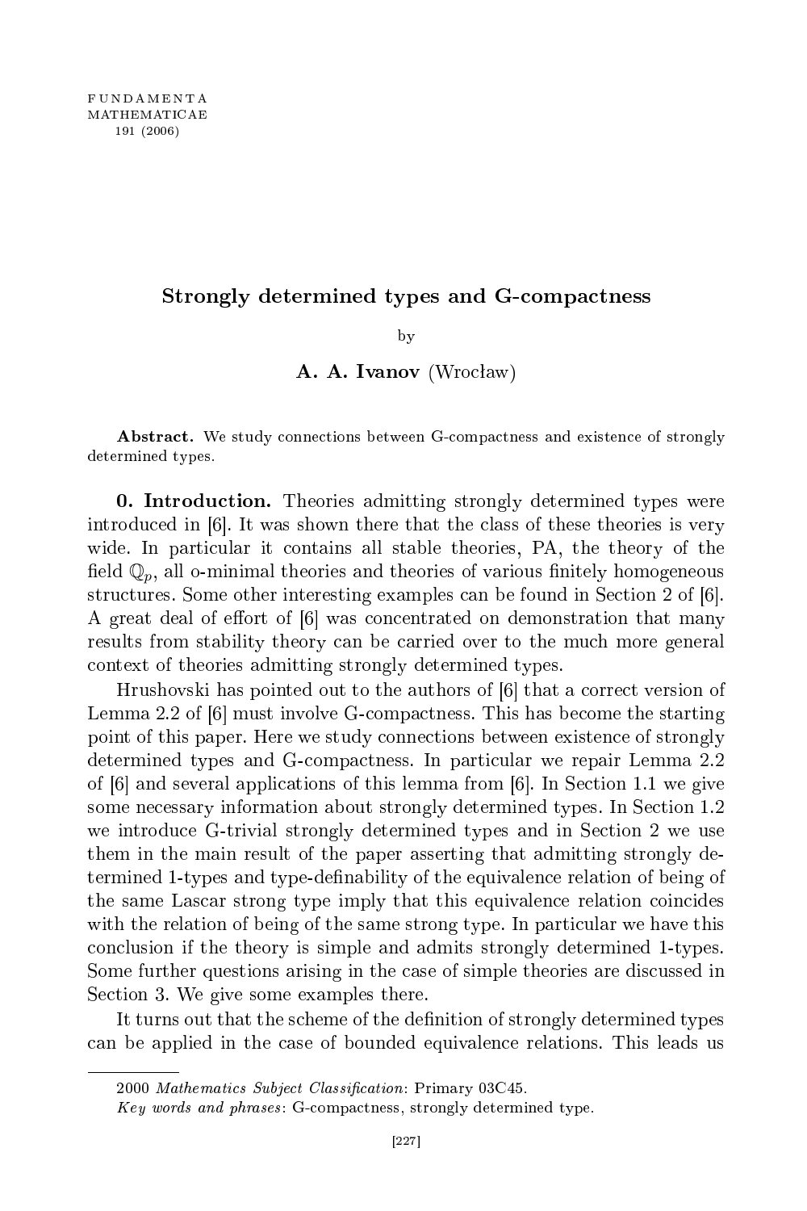# Strongly determined types and G-compactness

by

**A. A. Ivanov** (Wrocław)

**Abstract.** We study connections between G-compactness and existence of strongly determined types.

**0. Introduction.** Theories admitting strongly determined types were introduced in [6]. It was shown there that the class of these theories is very wide. In particular it contains all stable theories, PA, the theory of the field $\mathbb{Q}_p$, all o-minimal theories and theories of various finitely homogeneous structures. Some other interesting examples can be found in Section 2 of [6]. A great deal of effort of [6] was concentrated on demonstration that many results from stability theory can be carried over to the much more general context of theories admitting strongly determined types.

Hrushovski has pointed out to the authors of [6] that a correct version of Lemma 2.2 of [6] must involve G-compactness. This has become the starting point of this paper. Here we study connections between existence of strongly determined types and G-compactness. In particular we repair Lemma 2.2 of [6] and several applications of this lemma from [6]. In Section 1.1 we give some necessary information about strongly determined types. In Section 1.2 we introduce G-trivial strongly determined types and in Section 2 we use them in the main result of the paper asserting that admitting strongly determined 1-types and type-definability of the equivalence relation of being of the same Lascar strong type imply that this equivalence relation coincides with the relation of being of the same strong type. In particular we have this conclusion if the theory is simple and admits strongly determined 1-types. Some further questions arising in the case of simple theories are discussed in Section 3. We give some examples there.

It turns out that the scheme of the definition of strongly determined types can be applied in the case of bounded equivalence relations. This leads us

---

2000 *Mathematics Subject Classification*: Primary 03C45.

*Key words and phrases*: G-compactness, strongly determined type.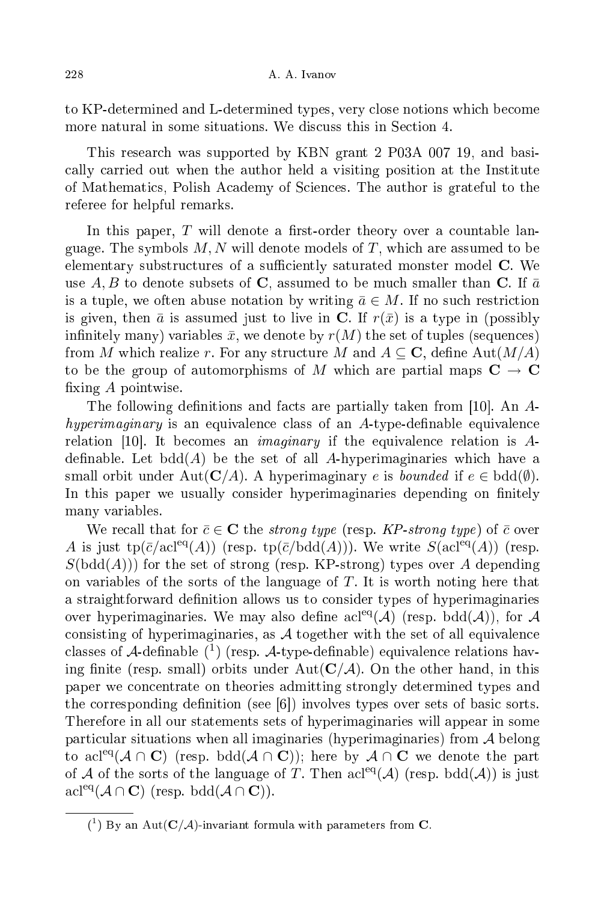to KP-determined and L-determined types, very close notions which become more natural in some situations. We discuss this in Section 4.

This research was supported by KBN grant 2 P03A 007 19, and basically carried out when the author held a visiting position at the Institute of Mathematics, Polish Academy of Sciences. The author is grateful to the referee for helpful remarks.

In this paper, $T$ will denote a first-order theory over a countable language. The symbols $M, N$ will denote models of $T$, which are assumed to be elementary substructures of a sufficiently saturated monster model $\mathbf{C}$. We use $A, B$ to denote subsets of $\mathbf{C}$, assumed to be much smaller than $\mathbf{C}$. If $\bar{a}$ is a tuple, we often abuse notation by writing $\bar{a} \in M$. If no such restriction is given, then $\bar{a}$ is assumed just to live in $\mathbf{C}$. If $r(\bar{x})$ is a type in (possibly infinitely many) variables $\bar{x}$, we denote by $r(M)$ the set of tuples (sequences) from $M$ which realize $r$. For any structure $M$ and $A \subseteq \mathbf{C}$, define $\mathrm{Aut}(M/A)$ to be the group of automorphisms of $M$ which are partial maps $\mathbf{C} \to \mathbf{C}$ fixing $A$ pointwise.

The following definitions and facts are partially taken from [10]. An $A$-*hyperimaginary* is an equivalence class of an $A$-type-definable equivalence relation [10]. It becomes an *imaginary* if the equivalence relation is $A$-definable. Let $\mathrm{bdd}(A)$ be the set of all $A$-hyperimaginaries which have a small orbit under $\mathrm{Aut}(\mathbf{C}/A)$. A hyperimaginary $e$ is *bounded* if $e \in \mathrm{bdd}(\emptyset)$. In this paper we usually consider hyperimaginaries depending on finitely many variables.

We recall that for $\bar{c} \in \mathbf{C}$ the *strong type* (resp. *KP-strong type*) of $\bar{c}$ over $A$ is just $\mathrm{tp}(\bar{c}/\mathrm{acl}^{\mathrm{eq}}(A))$ (resp. $\mathrm{tp}(\bar{c}/\mathrm{bdd}(A))$). We write $S(\mathrm{acl}^{\mathrm{eq}}(A))$ (resp. $S(\mathrm{bdd}(A))$) for the set of strong (resp. KP-strong) types over $A$ depending on variables of the sorts of the language of $T$. It is worth noting here that a straightforward definition allows us to consider types of hyperimaginaries over hyperimaginaries. We may also define $\mathrm{acl}^{\mathrm{eq}}(\mathcal{A})$ (resp. $\mathrm{bdd}(\mathcal{A})$), for $\mathcal{A}$ consisting of hyperimaginaries, as $\mathcal{A}$ together with the set of all equivalence classes of $\mathcal{A}$-definable [1] (resp. $\mathcal{A}$-type-definable) equivalence relations having finite (resp. small) orbits under $\mathrm{Aut}(\mathbf{C}/\mathcal{A})$. On the other hand, in this paper we concentrate on theories admitting strongly determined types and the corresponding definition (see [6]) involves types over sets of basic sorts. Therefore in all our statements sets of hyperimaginaries will appear in some particular situations when all imaginaries (hyperimaginaries) from $\mathcal{A}$ belong to $\mathrm{acl}^{\mathrm{eq}}(\mathcal{A} \cap \mathbf{C})$ (resp. $\mathrm{bdd}(\mathcal{A} \cap \mathbf{C})$); here by $\mathcal{A} \cap \mathbf{C}$ we denote the part of $\mathcal{A}$ of the sorts of the language of $T$. Then $\mathrm{acl}^{\mathrm{eq}}(\mathcal{A})$ (resp. $\mathrm{bdd}(\mathcal{A})$) is just $\mathrm{acl}^{\mathrm{eq}}(\mathcal{A} \cap \mathbf{C})$ (resp. $\mathrm{bdd}(\mathcal{A} \cap \mathbf{C})$).

---

[1] By an $\mathrm{Aut}(\mathbf{C}/\mathcal{A})$-invariant formula with parameters from $\mathbf{C}$.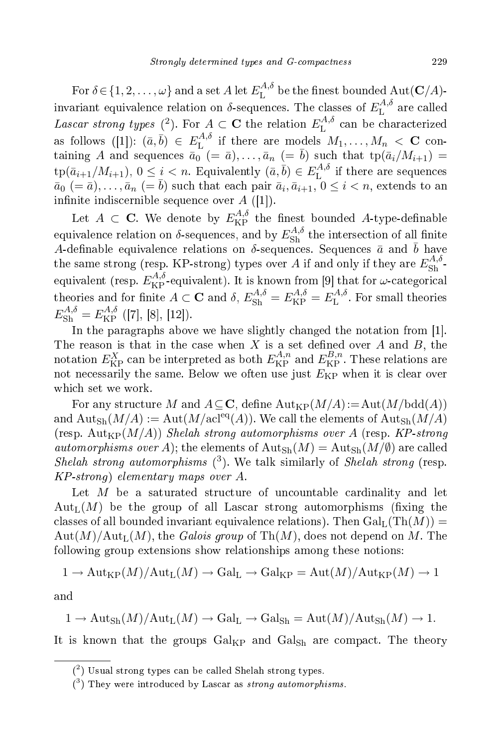For $\delta \in \{1, 2, \ldots, \omega\}$ and a set $A$ let $E_{\mathrm{L}}^{A,\delta}$ be the finest bounded $\mathrm{Aut}(\mathbf{C}/A)$-invariant equivalence relation on $\delta$-sequences. The classes of $E_{\mathrm{L}}^{A,\delta}$ are called *Lascar strong types* [2]. For $A \subset \mathbf{C}$ the relation $E_{\mathrm{L}}^{A,\delta}$ can be characterized as follows ([1]): $(\bar{a}, \bar{b}) \in E_{\mathrm{L}}^{A,\delta}$ if there are models $M_1, \ldots, M_n < \mathbf{C}$ containing $A$ and sequences $\bar{a}_0$ $(= \bar{a}), \ldots, \bar{a}_n$ $(= \bar{b})$ such that $\mathrm{tp}(\bar{a}_i/M_{i+1}) = \mathrm{tp}(\bar{a}_{i+1}/M_{i+1})$, $0 \leq i < n$. Equivalently $(\bar{a}, \bar{b}) \in E_{\mathrm{L}}^{A,\delta}$ if there are sequences $\bar{a}_0$ $(= \bar{a}), \ldots, \bar{a}_n$ $(= \bar{b})$ such that each pair $\bar{a}_i, \bar{a}_{i+1}$, $0 \leq i < n$, extends to an infinite indiscernible sequence over $A$ ([1]).

Let $A \subset \mathbf{C}$. We denote by $E_{\mathrm{KP}}^{A,\delta}$ the finest bounded $A$-type-definable equivalence relation on $\delta$-sequences, and by $E_{\mathrm{Sh}}^{A,\delta}$ the intersection of all finite $A$-definable equivalence relations on $\delta$-sequences. Sequences $\bar{a}$ and $\bar{b}$ have the same strong types (resp. KP-strong) types over $A$ if and only if they are $E_{\mathrm{Sh}}^{A,\delta}$-equivalent (resp. $E_{\mathrm{KP}}^{A,\delta}$-equivalent). It is known from [9] that for $\omega$-categorical theories and for finite $A \subset \mathbf{C}$ and $\delta$, $E_{\mathrm{Sh}}^{A,\delta} = E_{\mathrm{KP}}^{A,\delta} = E_{\mathrm{L}}^{A,\delta}$. For small theories $E_{\mathrm{Sh}}^{A,\delta} = E_{\mathrm{KP}}^{A,\delta}$ ([7], [8], [12]).

In the paragraphs above we have slightly changed the notation from [1]. The reason is that in the case when $X$ is a set defined over $A$ and $B$, the notation $E_{\mathrm{KP}}^{X}$ can be interpreted as both $E_{\mathrm{KP}}^{A,n}$ and $E_{\mathrm{KP}}^{B,n}$. These relations are not necessarily the same. Below we often use just $E_{\mathrm{KP}}$ when it is clear over which set we work.

For any structure $M$ and $A \subseteq \mathbf{C}$, define $\mathrm{Aut}_{\mathrm{KP}}(M/A) := \mathrm{Aut}(M/\mathrm{bdd}(A))$ and $\mathrm{Aut}_{\mathrm{Sh}}(M/A) := \mathrm{Aut}(M/\mathrm{acl}^{\mathrm{eq}}(A))$. We call the elements of $\mathrm{Aut}_{\mathrm{Sh}}(M/A)$ (resp. $\mathrm{Aut}_{\mathrm{KP}}(M/A)$) *Shelah strong automorphisms over $A$* (resp. *KP-strong automorphisms over $A$*); the elements of $\mathrm{Aut}_{\mathrm{Sh}}(M) = \mathrm{Aut}_{\mathrm{Sh}}(M/\emptyset)$ are called *Shelah strong automorphisms* [3]. We talk similarly of *Shelah strong* (resp. *KP-strong*) *elementary maps over $A$*.

Let $M$ be a saturated structure of uncountable cardinality and let $\mathrm{Aut}_{\mathrm{L}}(M)$ be the group of all Lascar strong automorphisms (fixing the classes of all bounded invariant equivalence relations). Then $\mathrm{Gal}_{\mathrm{L}}(\mathrm{Th}(M)) = \mathrm{Aut}(M)/\mathrm{Aut}_{\mathrm{L}}(M)$, the *Galois group* of $\mathrm{Th}(M)$, does not depend on $M$. The following group extensions show relationships among these notions:

$$1 \to \mathrm{Aut}_{\mathrm{KP}}(M)/\mathrm{Aut}_{\mathrm{L}}(M) \to \mathrm{Gal}_{\mathrm{L}} \to \mathrm{Gal}_{\mathrm{KP}} = \mathrm{Aut}(M)/\mathrm{Aut}_{\mathrm{KP}}(M) \to 1$$

and

$$1 \to \mathrm{Aut}_{\mathrm{Sh}}(M)/\mathrm{Aut}_{\mathrm{L}}(M) \to \mathrm{Gal}_{\mathrm{L}} \to \mathrm{Gal}_{\mathrm{Sh}} = \mathrm{Aut}(M)/\mathrm{Aut}_{\mathrm{Sh}}(M) \to 1.$$

It is known that the groups $\mathrm{Gal}_{\mathrm{KP}}$ and $\mathrm{Gal}_{\mathrm{Sh}}$ are compact. The theory

---

[2] Usual strong types can be called Shelah strong types.

[3] They were introduced by Lascar as *strong automorphisms*.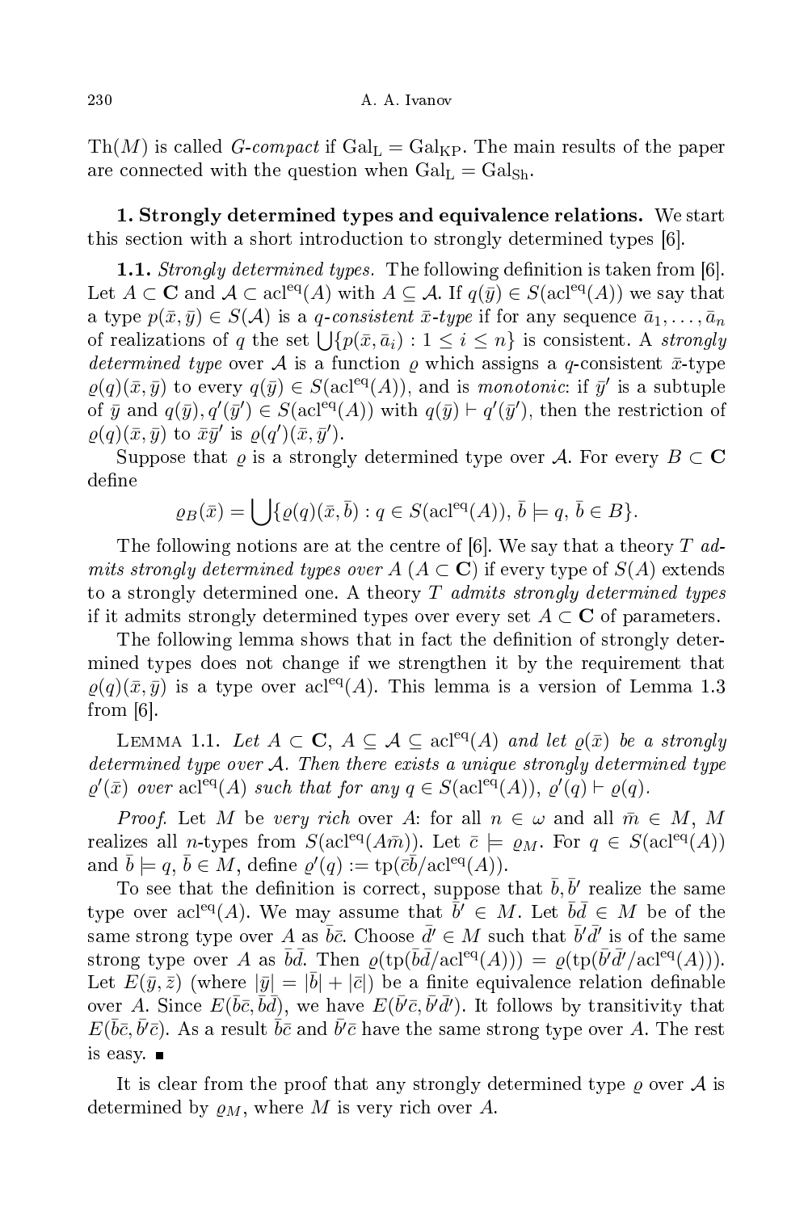Th($M$) is called *G-compact* if $\mathrm{Gal_L} = \mathrm{Gal_{KP}}$. The main results of the paper are connected with the question when $\mathrm{Gal_L} = \mathrm{Gal_{Sh}}$.

## 1. Strongly determined types and equivalence relations.

We start this section with a short introduction to strongly determined types [6].

**1.1.** *Strongly determined types.* The following definition is taken from [6]. Let $A \subset \mathbf{C}$ and $\mathcal{A} \subset \mathrm{acl}^{\mathrm{eq}}(A)$ with $A \subseteq \mathcal{A}$. If $q(\bar{y}) \in S(\mathrm{acl}^{\mathrm{eq}}(A))$ we say that a type $p(\bar{x}, \bar{y}) \in S(\mathcal{A})$ is a *$q$-consistent $\bar{x}$-type* if for any sequence $\bar{a}_1, \ldots, \bar{a}_n$ of realizations of $q$ the set $\bigcup\{p(\bar{x}, \bar{a}_i) : 1 \le i \le n\}$ is consistent. A *strongly determined type* over $\mathcal{A}$ is a function $\varrho$ which assigns a $q$-consistent $\bar{x}$-type $\varrho(q)(\bar{x}, \bar{y})$ to every $q(\bar{y}) \in S(\mathrm{acl}^{\mathrm{eq}}(A))$, and is *monotonic*: if $\bar{y}'$ is a subtuple of $\bar{y}$ and $q(\bar{y}), q'(\bar{y}') \in S(\mathrm{acl}^{\mathrm{eq}}(A))$ with $q(\bar{y}) \vdash q'(\bar{y}')$, then the restriction of $\varrho(q)(\bar{x}, \bar{y})$ to $\bar{x}\bar{y}'$ is $\varrho(q')(\bar{x}, \bar{y}')$.

Suppose that $\varrho$ is a strongly determined type over $\mathcal{A}$. For every $B \subset \mathbf{C}$ define

$$\varrho_B(\bar{x}) = \bigcup\{\varrho(q)(\bar{x}, \bar{b}) : q \in S(\mathrm{acl}^{\mathrm{eq}}(A)),\ \bar{b} \models q,\ \bar{b} \in B\}.$$

The following notions are at the centre of [6]. We say that a theory $T$ *admits strongly determined types over $A$* ($A \subset \mathbf{C}$) if every type of $S(A)$ extends to a strongly determined one. A theory $T$ *admits strongly determined types* if it admits strongly determined types over every set $A \subset \mathbf{C}$ of parameters.

The following lemma shows that in fact the definition of strongly determined types does not change if we strengthen it by the requirement that $\varrho(q)(\bar{x}, \bar{y})$ is a type over $\mathrm{acl}^{\mathrm{eq}}(A)$. This lemma is a version of Lemma 1.3 from [6].

Lemma 1.1. *Let $A \subset \mathbf{C}$, $A \subseteq \mathcal{A} \subseteq \mathrm{acl}^{\mathrm{eq}}(A)$ and let $\varrho(\bar{x})$ be a strongly determined type over $\mathcal{A}$. Then there exists a unique strongly determined type $\varrho'(\bar{x})$ over $\mathrm{acl}^{\mathrm{eq}}(A)$ such that for any $q \in S(\mathrm{acl}^{\mathrm{eq}}(A))$, $\varrho'(q) \vdash \varrho(q)$.*

*Proof.* Let $M$ be *very rich* over $A$: for all $n \in \omega$ and all $\bar{m} \in M$, $M$ realizes all $n$-types from $S(\mathrm{acl}^{\mathrm{eq}}(A\bar{m}))$. Let $\bar{c} \models \varrho_M$. For $q \in S(\mathrm{acl}^{\mathrm{eq}}(A))$ and $\bar{b} \models q$, $\bar{b} \in M$, define $\varrho'(q) := \mathrm{tp}(\bar{c}\bar{b}/\mathrm{acl}^{\mathrm{eq}}(A))$.

To see that the definition is correct, suppose that $\bar{b}, \bar{b}'$ realize the same type over $\mathrm{acl}^{\mathrm{eq}}(A)$. We may assume that $\bar{b}' \in M$. Let $\bar{b}\bar{d} \in M$ be of the same strong type over $A$ as $\bar{b}\bar{c}$. Choose $\bar{d}' \in M$ such that $\bar{b}'\bar{d}'$ is of the same strong type over $A$ as $\bar{b}\bar{d}$. Then $\varrho(\mathrm{tp}(\bar{b}\bar{d}/\mathrm{acl}^{\mathrm{eq}}(A))) = \varrho(\mathrm{tp}(\bar{b}'\bar{d}'/\mathrm{acl}^{\mathrm{eq}}(A)))$. Let $E(\bar{y}, \bar{z})$ (where $|\bar{y}| = |\bar{b}| + |\bar{c}|$) be a finite equivalence relation definable over $A$. Since $E(\bar{b}\bar{c}, \bar{b}\bar{d})$, we have $E(\bar{b}'\bar{c}, \bar{b}'\bar{d}')$. It follows by transitivity that $E(\bar{b}\bar{c}, \bar{b}'\bar{c})$. As a result $\bar{b}\bar{c}$ and $\bar{b}'\bar{c}$ have the same strong type over $A$. The rest is easy. ∎

It is clear from the proof that any strongly determined type $\varrho$ over $\mathcal{A}$ is determined by $\varrho_M$, where $M$ is very rich over $A$.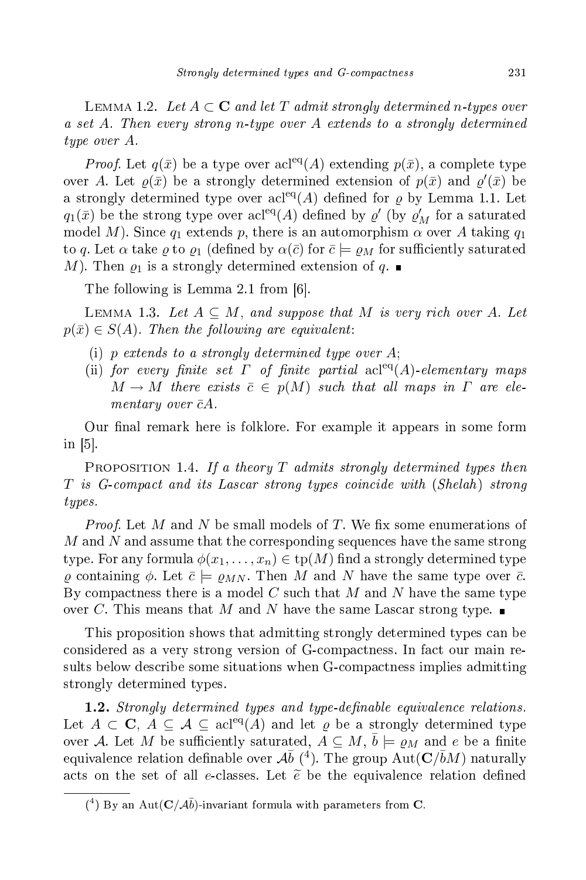LEMMA 1.2. *Let $A \subset \mathbf{C}$ and let $T$ admit strongly determined $n$-types over a set $A$. Then every strong $n$-type over $A$ extends to a strongly determined type over $A$.*

*Proof.* Let $q(\bar{x})$ be a type over $\mathrm{acl}^{\mathrm{eq}}(A)$ extending $p(\bar{x})$, a complete type over $A$. Let $\varrho(\bar{x})$ be a strongly determined extension of $p(\bar{x})$ and $\varrho'(\bar{x})$ be a strongly determined type over $\mathrm{acl}^{\mathrm{eq}}(A)$ defined for $\varrho$ by Lemma 1.1. Let $q_1(\bar{x})$ be the strong type over $\mathrm{acl}^{\mathrm{eq}}(A)$ defined by $\varrho'$ (by $\varrho'_M$ for a saturated model $M$). Since $q_1$ extends $p$, there is an automorphism $\alpha$ over $A$ taking $q_1$ to $q$. Let $\alpha$ take $\varrho$ to $\varrho_1$ (defined by $\alpha(\bar{c})$ for $\bar{c} \models \varrho_M$ for sufficiently saturated $M$). Then $\varrho_1$ is a strongly determined extension of $q$. ∎

The following is Lemma 2.1 from [6].

LEMMA 1.3. *Let $A \subseteq M$, and suppose that $M$ is very rich over $A$. Let $p(\bar{x}) \in S(A)$. Then the following are equivalent*:

(i) *$p$ extends to a strongly determined type over $A$*;

(ii) *for every finite set $\Gamma$ of finite partial $\mathrm{acl}^{\mathrm{eq}}(A)$-elementary maps $M \to M$ there exists $\bar{c} \in p(M)$ such that all maps in $\Gamma$ are elementary over $\bar{c}A$.*

Our final remark here is folklore. For example it appears in some form in [5].

PROPOSITION 1.4. *If a theory $T$ admits strongly determined types then $T$ is G-compact and its Lascar strong types coincide with* (*Shelah*) *strong types.*

*Proof.* Let $M$ and $N$ be small models of $T$. We fix some enumerations of $M$ and $N$ and assume that the corresponding sequences have the same strong type. For any formula $\phi(x_1, \dots, x_n) \in \mathrm{tp}(M)$ find a strongly determined type $\varrho$ containing $\phi$. Let $\bar{c} \models \varrho_{MN}$. Then $M$ and $N$ have the same type over $\bar{c}$. By compactness there is a model $C$ such that $M$ and $N$ have the same type over $C$. This means that $M$ and $N$ have the same Lascar strong type. ∎

This proposition shows that admitting strongly determined types can be considered as a very strong version of G-compactness. In fact our main results below describe some situations when G-compactness implies admitting strongly determined types.

**1.2.** *Strongly determined types and type-definable equivalence relations.* Let $A \subset \mathbf{C}$, $A \subseteq \mathcal{A} \subseteq \mathrm{acl}^{\mathrm{eq}}(A)$ and let $\varrho$ be a strongly determined type over $\mathcal{A}$. Let $M$ be sufficiently saturated, $A \subseteq M$, $\bar{b} \models \varrho_M$ and $e$ be a finite equivalence relation definable over $\mathcal{A}\bar{b}$ [4]. The group $\mathrm{Aut}(\mathbf{C}/\bar{b}M)$ naturally acts on the set of all $e$-classes. Let $\widetilde{e}$ be the equivalence relation defined

[4] By an $\mathrm{Aut}(\mathbf{C}/\mathcal{A}\bar{b})$-invariant formula with parameters from $\mathbf{C}$.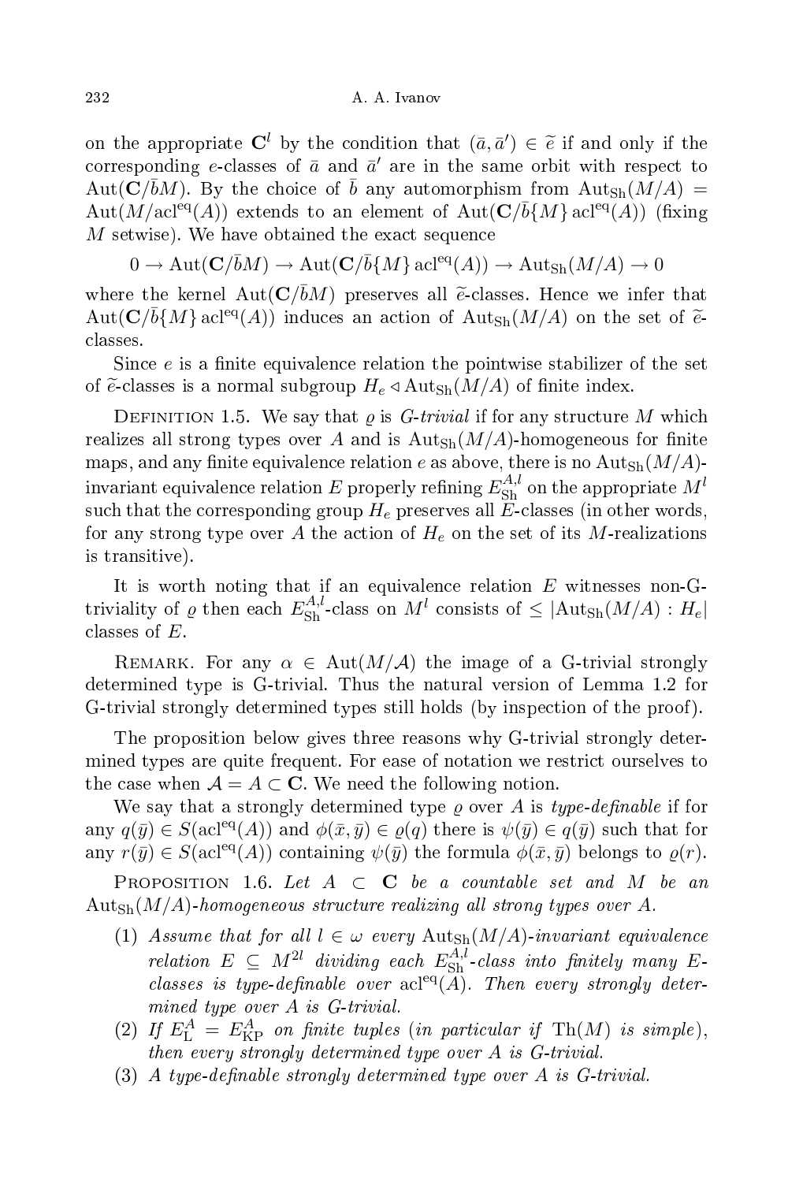on the appropriate $\mathbf{C}^l$ by the condition that $(\bar{a}, \bar{a}') \in \widetilde{e}$ if and only if the corresponding $e$-classes of $\bar{a}$ and $\bar{a}'$ are in the same orbit with respect to $\mathrm{Aut}(\mathbf{C}/\bar{b}M)$. By the choice of $\bar{b}$ any automorphism from $\mathrm{Aut}_{\mathrm{Sh}}(M/A) = \mathrm{Aut}(M/\mathrm{acl}^{\mathrm{eq}}(A))$ extends to an element of $\mathrm{Aut}(\mathbf{C}/\bar{b}\{M\}\,\mathrm{acl}^{\mathrm{eq}}(A))$ (fixing $M$ setwise). We have obtained the exact sequence

$$0 \to \mathrm{Aut}(\mathbf{C}/\bar{b}M) \to \mathrm{Aut}(\mathbf{C}/\bar{b}\{M\}\,\mathrm{acl}^{\mathrm{eq}}(A)) \to \mathrm{Aut}_{\mathrm{Sh}}(M/A) \to 0$$

where the kernel $\mathrm{Aut}(\mathbf{C}/\bar{b}M)$ preserves all $\widetilde{e}$-classes. Hence we infer that $\mathrm{Aut}(\mathbf{C}/\bar{b}\{M\}\,\mathrm{acl}^{\mathrm{eq}}(A))$ induces an action of $\mathrm{Aut}_{\mathrm{Sh}}(M/A)$ on the set of $\widetilde{e}$-classes.

Since $e$ is a finite equivalence relation the pointwise stabilizer of the set of $\widetilde{e}$-classes is a normal subgroup $H_e \triangleleft \mathrm{Aut}_{\mathrm{Sh}}(M/A)$ of finite index.

Definition 1.5. We say that $\varrho$ is *G-trivial* if for any structure $M$ which realizes all strong types over $A$ and is $\mathrm{Aut}_{\mathrm{Sh}}(M/A)$-homogeneous for finite maps, and any finite equivalence relation $e$ as above, there is no $\mathrm{Aut}_{\mathrm{Sh}}(M/A)$-invariant equivalence relation $E$ properly refining $E^{A,l}_{\mathrm{Sh}}$ on the appropriate $M^l$ such that the corresponding group $H_e$ preserves all $E$-classes (in other words, for any strong type over $A$ the action of $H_e$ on the set of its $M$-realizations is transitive).

It is worth noting that if an equivalence relation $E$ witnesses non-G-triviality of $\varrho$ then each $E^{A,l}_{\mathrm{Sh}}$-class on $M^l$ consists of $\leq |\mathrm{Aut}_{\mathrm{Sh}}(M/A) : H_e|$ classes of $E$.

Remark. For any $\alpha \in \mathrm{Aut}(M/\mathcal{A})$ the image of a G-trivial strongly determined type is G-trivial. Thus the natural version of Lemma 1.2 for G-trivial strongly determined types still holds (by inspection of the proof).

The proposition below gives three reasons why G-trivial strongly determined types are quite frequent. For ease of notation we restrict ourselves to the case when $\mathcal{A} = A \subset \mathbf{C}$. We need the following notion.

We say that a strongly determined type $\varrho$ over $A$ is *type-definable* if for any $q(\bar{y}) \in S(\mathrm{acl}^{\mathrm{eq}}(A))$ and $\phi(\bar{x}, \bar{y}) \in \varrho(q)$ there is $\psi(\bar{y}) \in q(\bar{y})$ such that for any $r(\bar{y}) \in S(\mathrm{acl}^{\mathrm{eq}}(A))$ containing $\psi(\bar{y})$ the formula $\phi(\bar{x}, \bar{y})$ belongs to $\varrho(r)$.

Proposition 1.6. *Let $A \subset \mathbf{C}$ be a countable set and $M$ be an $\mathrm{Aut}_{\mathrm{Sh}}(M/A)$-homogeneous structure realizing all strong types over $A$.*

1. *Assume that for all $l \in \omega$ every $\mathrm{Aut}_{\mathrm{Sh}}(M/A)$-invariant equivalence relation $E \subseteq M^{2l}$ dividing each $E^{A,l}_{\mathrm{Sh}}$-class into finitely many $E$-classes is type-definable over $\mathrm{acl}^{\mathrm{eq}}(A)$. Then every strongly determined type over $A$ is G-trivial.*
2. *If $E^A_{\mathrm{L}} = E^A_{\mathrm{KP}}$ on finite tuples (in particular if $\mathrm{Th}(M)$ is simple), then every strongly determined type over $A$ is G-trivial.*
3. *A type-definable strongly determined type over $A$ is G-trivial.*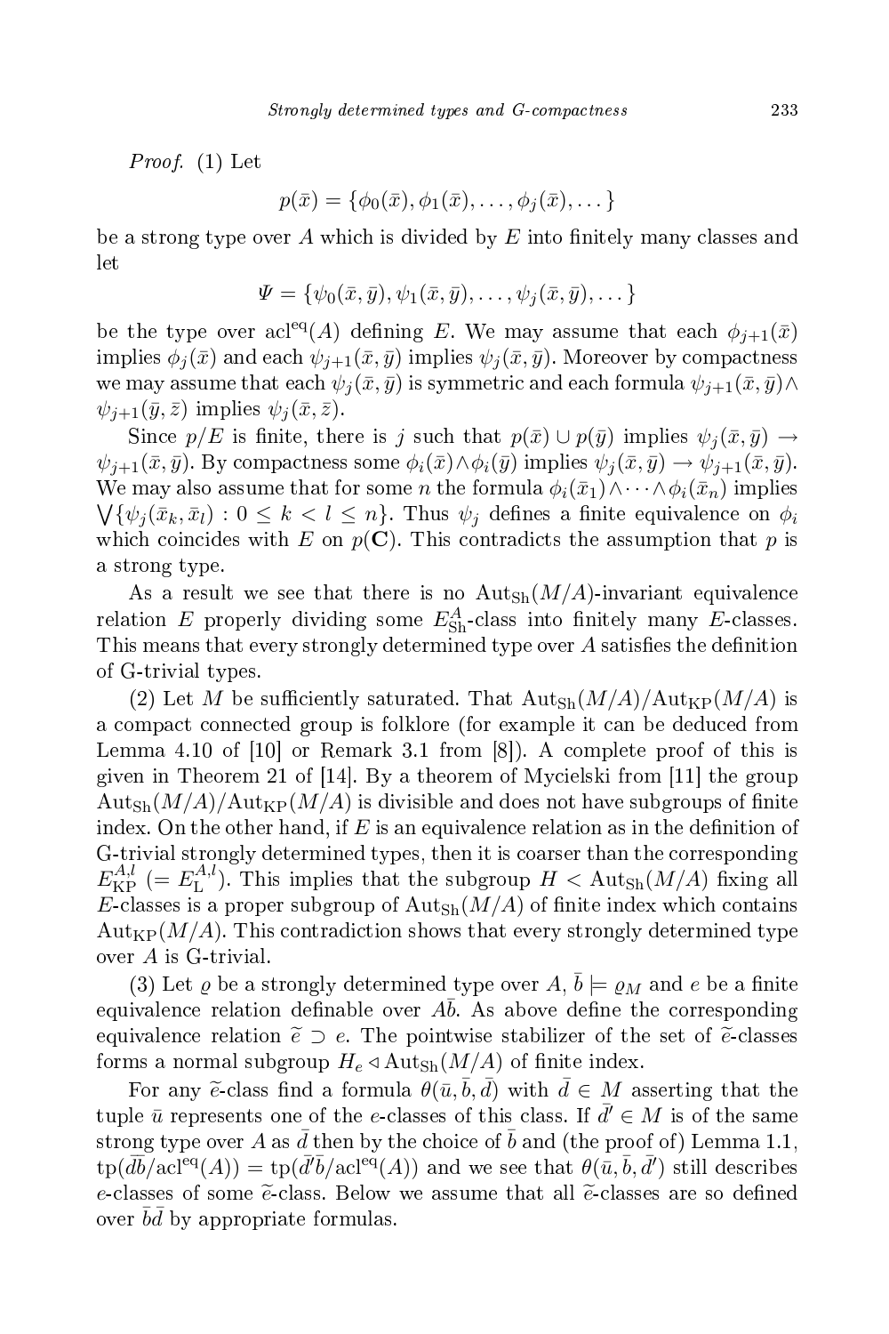*Proof.* (1) Let

$$p(\bar{x}) = \{\phi_0(\bar{x}), \phi_1(\bar{x}), \ldots, \phi_j(\bar{x}), \ldots\}$$

be a strong type over $A$ which is divided by $E$ into finitely many classes and let

$$\Psi = \{\psi_0(\bar{x}, \bar{y}), \psi_1(\bar{x}, \bar{y}), \ldots, \psi_j(\bar{x}, \bar{y}), \ldots\}$$

be the type over $\mathrm{acl}^{\mathrm{eq}}(A)$ defining $E$. We may assume that each $\phi_{j+1}(\bar{x})$ implies $\phi_j(\bar{x})$ and each $\psi_{j+1}(\bar{x}, \bar{y})$ implies $\psi_j(\bar{x}, \bar{y})$. Moreover by compactness we may assume that each $\psi_j(\bar{x}, \bar{y})$ is symmetric and each formula $\psi_{j+1}(\bar{x}, \bar{y}) \wedge \psi_{j+1}(\bar{y}, \bar{z})$ implies $\psi_j(\bar{x}, \bar{z})$.

Since $p/E$ is finite, there is $j$ such that $p(\bar{x}) \cup p(\bar{y})$ implies $\psi_j(\bar{x}, \bar{y}) \rightarrow \psi_{j+1}(\bar{x}, \bar{y})$. By compactness some $\phi_i(\bar{x}) \wedge \phi_i(\bar{y})$ implies $\psi_j(\bar{x}, \bar{y}) \rightarrow \psi_{j+1}(\bar{x}, \bar{y})$. We may also assume that for some $n$ the formula $\phi_i(\bar{x}_1) \wedge \cdots \wedge \phi_i(\bar{x}_n)$ implies $\bigvee\{\psi_j(\bar{x}_k, \bar{x}_l) : 0 \leq k < l \leq n\}$. Thus $\psi_j$ defines a finite equivalence on $\phi_i$ which coincides with $E$ on $p(\mathbf{C})$. This contradicts the assumption that $p$ is a strong type.

As a result we see that there is no $\mathrm{Aut}_{\mathrm{Sh}}(M/A)$-invariant equivalence relation $E$ properly dividing some $E^A_{\mathrm{Sh}}$-class into finitely many $E$-classes. This means that every strongly determined type over $A$ satisfies the definition of G-trivial types.

(2) Let $M$ be sufficiently saturated. That $\mathrm{Aut}_{\mathrm{Sh}}(M/A)/\mathrm{Aut}_{\mathrm{KP}}(M/A)$ is a compact connected group is folklore (for example it can be deduced from Lemma 4.10 of [10] or Remark 3.1 from [8]). A complete proof of this is given in Theorem 21 of [14]. By a theorem of Mycielski from [11] the group $\mathrm{Aut}_{\mathrm{Sh}}(M/A)/\mathrm{Aut}_{\mathrm{KP}}(M/A)$ is divisible and does not have subgroups of finite index. On the other hand, if $E$ is an equivalence relation as in the definition of G-trivial strongly determined types, then it is coarser than the corresponding $E^{A,l}_{\mathrm{KP}}$ $(= E^{A,l}_{\mathrm{L}})$. This implies that the subgroup $H < \mathrm{Aut}_{\mathrm{Sh}}(M/A)$ fixing all $E$-classes is a proper subgroup of $\mathrm{Aut}_{\mathrm{Sh}}(M/A)$ of finite index which contains $\mathrm{Aut}_{\mathrm{KP}}(M/A)$. This contradiction shows that every strongly determined type over $A$ is G-trivial.

(3) Let $\varrho$ be a strongly determined type over $A$, $\bar{b} \models \varrho_M$ and $e$ be a finite equivalence relation definable over $A\bar{b}$. As above define the corresponding equivalence relation $\widetilde{e} \supset e$. The pointwise stabilizer of the set of $\widetilde{e}$-classes forms a normal subgroup $H_e \lhd \mathrm{Aut}_{\mathrm{Sh}}(M/A)$ of finite index.

For any $\widetilde{e}$-class find a formula $\theta(\bar{u}, \bar{b}, \bar{d})$ with $\bar{d} \in M$ asserting that the tuple $\bar{u}$ represents one of the $e$-classes of this class. If $\bar{d}' \in M$ is of the same strong type over $A$ as $\bar{d}$ then by the choice of $\bar{b}$ and (the proof of) Lemma 1.1, $\mathrm{tp}(\bar{d}\bar{b}/\mathrm{acl}^{\mathrm{eq}}(A)) = \mathrm{tp}(\bar{d}'\bar{b}/\mathrm{acl}^{\mathrm{eq}}(A))$ and we see that $\theta(\bar{u}, \bar{b}, \bar{d}')$ still describes $e$-classes of some $\widetilde{e}$-class. Below we assume that all $\widetilde{e}$-classes are so defined over $\bar{b}\bar{d}$ by appropriate formulas.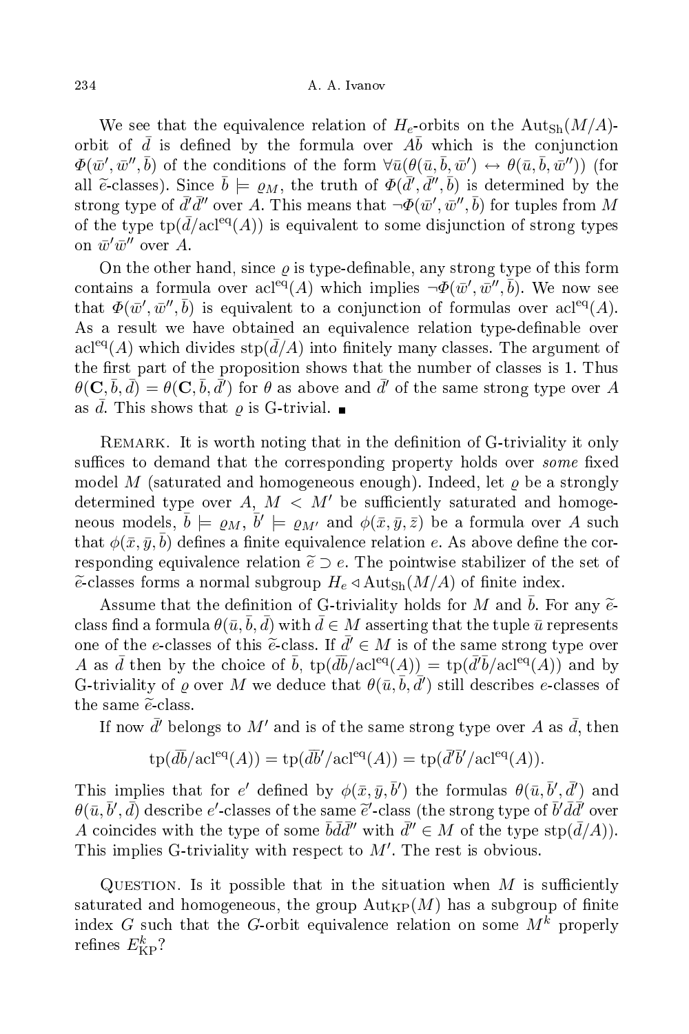We see that the equivalence relation of $H_e$-orbits on the $\mathrm{Aut}_{\mathrm{Sh}}(M/A)$-orbit of $\bar{d}$ is defined by the formula over $A\bar{b}$ which is the conjunction $\Phi(\bar{w}', \bar{w}'', \bar{b})$ of the conditions of the form $\forall \bar{u}(\theta(\bar{u}, \bar{b}, \bar{w}') \leftrightarrow \theta(\bar{u}, \bar{b}, \bar{w}''))$ (for all $\widetilde{e}$-classes). Since $\bar{b} \models \varrho_M$, the truth of $\Phi(\bar{d}', \bar{d}'', \bar{b})$ is determined by the strong type of $\bar{d}'\bar{d}''$ over $A$. This means that $\neg\Phi(\bar{w}', \bar{w}'', \bar{b})$ for tuples from $M$ of the type $\mathrm{tp}(\bar{d}/\mathrm{acl}^{\mathrm{eq}}(A))$ is equivalent to some disjunction of strong types on $\bar{w}'\bar{w}''$ over $A$.

On the other hand, since $\varrho$ is type-definable, any strong type of this form contains a formula over $\mathrm{acl}^{\mathrm{eq}}(A)$ which implies $\neg\Phi(\bar{w}', \bar{w}'', \bar{b})$. We now see that $\Phi(\bar{w}', \bar{w}'', \bar{b})$ is equivalent to a conjunction of formulas over $\mathrm{acl}^{\mathrm{eq}}(A)$. As a result we have obtained an equivalence relation type-definable over $\mathrm{acl}^{\mathrm{eq}}(A)$ which divides $\mathrm{stp}(\bar{d}/A)$ into finitely many classes. The argument of the first part of the proposition shows that the number of classes is 1. Thus $\theta(\mathbf{C}, \bar{b}, \bar{d}) = \theta(\mathbf{C}, \bar{b}, \bar{d}')$ for $\theta$ as above and $\bar{d}'$ of the same strong type over $A$ as $\bar{d}$. This shows that $\varrho$ is G-trivial. ∎

Remark. It is worth noting that in the definition of G-triviality it only suffices to demand that the corresponding property holds over *some* fixed model $M$ (saturated and homogeneous enough). Indeed, let $\varrho$ be a strongly determined type over $A$, $M < M'$ be sufficiently saturated and homogeneous models, $\bar{b} \models \varrho_M$, $\bar{b}' \models \varrho_{M'}$ and $\phi(\bar{x}, \bar{y}, \bar{z})$ be a formula over $A$ such that $\phi(\bar{x}, \bar{y}, \bar{b})$ defines a finite equivalence relation $e$. As above define the corresponding equivalence relation $\widetilde{e} \supset e$. The pointwise stabilizer of the set of $\widetilde{e}$-classes forms a normal subgroup $H_e \lhd \mathrm{Aut}_{\mathrm{Sh}}(M/A)$ of finite index.

Assume that the definition of G-triviality holds for $M$ and $\bar{b}$. For any $\widetilde{e}$-class find a formula $\theta(\bar{u}, \bar{b}, \bar{d})$ with $\bar{d} \in M$ asserting that the tuple $\bar{u}$ represents one of the $e$-classes of this $\widetilde{e}$-class. If $\bar{d}' \in M$ is of the same strong type over $A$ as $\bar{d}$ then by the choice of $\bar{b}$, $\mathrm{tp}(\bar{d}\bar{b}/\mathrm{acl}^{\mathrm{eq}}(A)) = \mathrm{tp}(\bar{d}'\bar{b}/\mathrm{acl}^{\mathrm{eq}}(A))$ and by G-triviality of $\varrho$ over $M$ we deduce that $\theta(\bar{u}, \bar{b}, \bar{d}')$ still describes $e$-classes of the same $\widetilde{e}$-class.

If now $\bar{d}'$ belongs to $M'$ and is of the same strong type over $A$ as $\bar{d}$, then

$$\mathrm{tp}(\bar{d}\bar{b}/\mathrm{acl}^{\mathrm{eq}}(A)) = \mathrm{tp}(\bar{d}\bar{b}'/\mathrm{acl}^{\mathrm{eq}}(A)) = \mathrm{tp}(\bar{d}'\bar{b}'/\mathrm{acl}^{\mathrm{eq}}(A)).$$

This implies that for $e'$ defined by $\phi(\bar{x}, \bar{y}, \bar{b}')$ the formulas $\theta(\bar{u}, \bar{b}', \bar{d}')$ and $\theta(\bar{u}, \bar{b}', \bar{d})$ describe $e'$-classes of the same $\widetilde{e}'$-class (the strong type of $\bar{b}'\bar{d}\bar{d}'$ over $A$ coincides with the type of some $\bar{b}\bar{d}\bar{d}''$ with $\bar{d}'' \in M$ of the type $\mathrm{stp}(\bar{d}/A)$). This implies G-triviality with respect to $M'$. The rest is obvious.

Question. Is it possible that in the situation when $M$ is sufficiently saturated and homogeneous, the group $\mathrm{Aut}_{\mathrm{KP}}(M)$ has a subgroup of finite index $G$ such that the $G$-orbit equivalence relation on some $M^k$ properly refines $E^k_{\mathrm{KP}}$?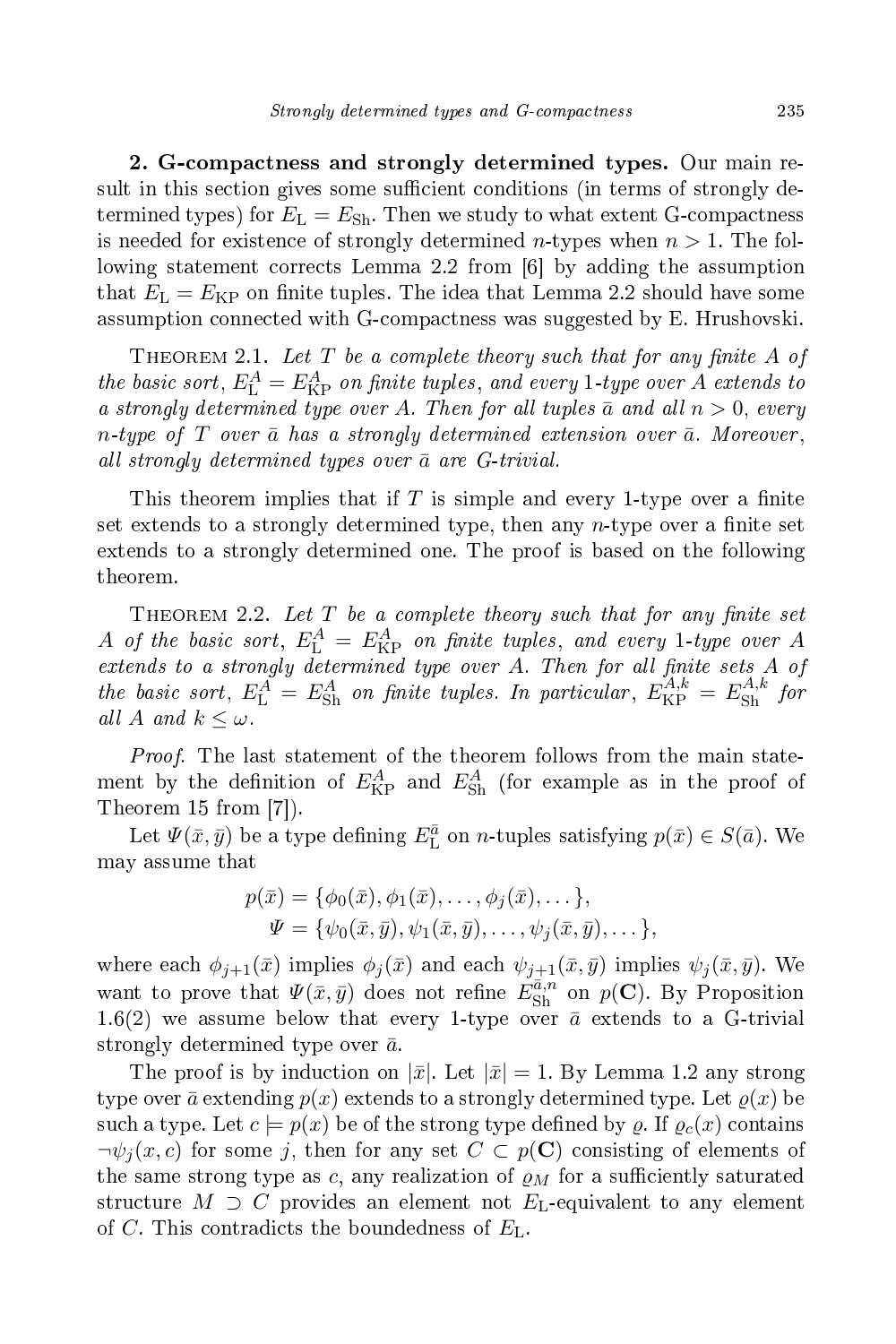**2. G-compactness and strongly determined types.** Our main result in this section gives some sufficient conditions (in terms of strongly determined types) for $E_{\mathrm{L}} = E_{\mathrm{Sh}}$. Then we study to what extent G-compactness is needed for existence of strongly determined $n$-types when $n > 1$. The following statement corrects Lemma 2.2 from [6] by adding the assumption that $E_{\mathrm{L}} = E_{\mathrm{KP}}$ on finite tuples. The idea that Lemma 2.2 should have some assumption connected with G-compactness was suggested by E. Hrushovski.

Theorem 2.1. *Let $T$ be a complete theory such that for any finite $A$ of the basic sort, $E^A_{\mathrm{L}} = E^A_{\mathrm{KP}}$ on finite tuples, and every 1-type over $A$ extends to a strongly determined type over $A$. Then for all tuples $\bar{a}$ and all $n > 0$, every $n$-type of $T$ over $\bar{a}$ has a strongly determined extension over $\bar{a}$. Moreover, all strongly determined types over $\bar{a}$ are G-trivial.*

This theorem implies that if $T$ is simple and every 1-type over a finite set extends to a strongly determined type, then any $n$-type over a finite set extends to a strongly determined one. The proof is based on the following theorem.

Theorem 2.2. *Let $T$ be a complete theory such that for any finite set $A$ of the basic sort, $E^A_{\mathrm{L}} = E^A_{\mathrm{KP}}$ on finite tuples, and every 1-type over $A$ extends to a strongly determined type over $A$. Then for all finite sets $A$ of the basic sort, $E^A_{\mathrm{L}} = E^A_{\mathrm{Sh}}$ on finite tuples. In particular, $E^{A,k}_{\mathrm{KP}} = E^{A,k}_{\mathrm{Sh}}$ for all $A$ and $k \leq \omega$.*

*Proof.* The last statement of the theorem follows from the main statement by the definition of $E^A_{\mathrm{KP}}$ and $E^A_{\mathrm{Sh}}$ (for example as in the proof of Theorem 15 from [7]).

Let $\Psi(\bar{x}, \bar{y})$ be a type defining $E^{\bar{a}}_{\mathrm{L}}$ on $n$-tuples satisfying $p(\bar{x}) \in S(\bar{a})$. We may assume that

$$p(\bar{x}) = \{\phi_0(\bar{x}), \phi_1(\bar{x}), \ldots, \phi_j(\bar{x}), \ldots\},$$
$$\Psi = \{\psi_0(\bar{x}, \bar{y}), \psi_1(\bar{x}, \bar{y}), \ldots, \psi_j(\bar{x}, \bar{y}), \ldots\},$$

where each $\phi_{j+1}(\bar{x})$ implies $\phi_j(\bar{x})$ and each $\psi_{j+1}(\bar{x}, \bar{y})$ implies $\psi_j(\bar{x}, \bar{y})$. We want to prove that $\Psi(\bar{x}, \bar{y})$ does not refine $E^{\bar{a},n}_{\mathrm{Sh}}$ on $p(\mathbf{C})$. By Proposition 1.6(2) we assume below that every 1-type over $\bar{a}$ extends to a G-trivial strongly determined type over $\bar{a}$.

The proof is by induction on $|\bar{x}|$. Let $|\bar{x}| = 1$. By Lemma 1.2 any strong type over $\bar{a}$ extending $p(x)$ extends to a strongly determined type. Let $\varrho(x)$ be such a type. Let $c \models p(x)$ be of the strong type defined by $\varrho$. If $\varrho_c(x)$ contains $\neg\psi_j(x, c)$ for some $j$, then for any set $C \subset p(\mathbf{C})$ consisting of elements of the same strong type as $c$, any realization of $\varrho_M$ for a sufficiently saturated structure $M \supset C$ provides an element not $E_{\mathrm{L}}$-equivalent to any element of $C$. This contradicts the boundedness of $E_{\mathrm{L}}$.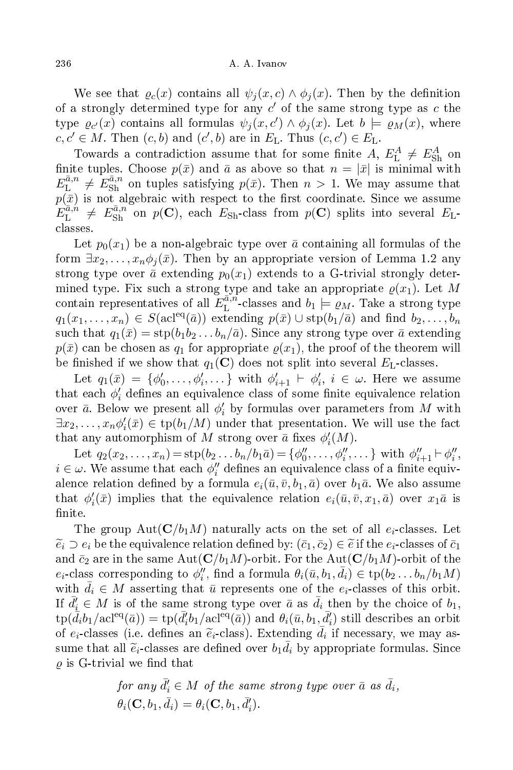We see that $\varrho_c(x)$ contains all $\psi_j(x,c) \wedge \phi_j(x)$. Then by the definition of a strongly determined type for any $c'$ of the same strong type as $c$ the type $\varrho_{c'}(x)$ contains all formulas $\psi_j(x,c') \wedge \phi_j(x)$. Let $b \models \varrho_M(x)$, where $c, c' \in M$. Then $(c,b)$ and $(c',b)$ are in $E_{\mathrm{L}}$. Thus $(c,c') \in E_{\mathrm{L}}$.

Towards a contradiction assume that for some finite $A$, $E^A_{\mathrm{L}} \neq E^A_{\mathrm{Sh}}$ on finite tuples. Choose $p(\bar{x})$ and $\bar{a}$ as above so that $n = |\bar{x}|$ is minimal with $E^{\bar{a},n}_{\mathrm{L}} \neq E^{\bar{a},n}_{\mathrm{Sh}}$ on tuples satisfying $p(\bar{x})$. Then $n > 1$. We may assume that $p(\bar{x})$ is not algebraic with respect to the first coordinate. Since we assume $E^{\bar{a},n}_{\mathrm{L}} \neq E^{\bar{a},n}_{\mathrm{Sh}}$ on $p(\mathbf{C})$, each $E_{\mathrm{Sh}}$-class from $p(\mathbf{C})$ splits into several $E_{\mathrm{L}}$-classes.

Let $p_0(x_1)$ be a non-algebraic type over $\bar{a}$ containing all formulas of the form $\exists x_2, \ldots, x_n \phi_j(\bar{x})$. Then by an appropriate version of Lemma 1.2 any strong type over $\bar{a}$ extending $p_0(x_1)$ extends to a G-trivial strongly determined type. Fix such a strong type and take an appropriate $\varrho(x_1)$. Let $M$ contain representatives of all $E^{\bar{a},n}_{\mathrm{L}}$-classes and $b_1 \models \varrho_M$. Take a strong type $q_1(x_1, \ldots, x_n) \in S(\mathrm{acl}^{\mathrm{eq}}(\bar{a}))$ extending $p(\bar{x}) \cup \mathrm{stp}(b_1/\bar{a})$ and find $b_2, \ldots, b_n$ such that $q_1(\bar{x}) = \mathrm{stp}(b_1 b_2 \ldots b_n/\bar{a})$. Since any strong type over $\bar{a}$ extending $p(\bar{x})$ can be chosen as $q_1$ for appropriate $\varrho(x_1)$, the proof of the theorem will be finished if we show that $q_1(\mathbf{C})$ does not split into several $E_{\mathrm{L}}$-classes.

Let $q_1(\bar{x}) = \{\phi'_0, \ldots, \phi'_i, \ldots\}$ with $\phi'_{i+1} \vdash \phi'_i$, $i \in \omega$. Here we assume that each $\phi'_i$ defines an equivalence class of some finite equivalence relation over $\bar{a}$. Below we present all $\phi'_i$ by formulas over parameters from $M$ with $\exists x_2, \ldots, x_n \phi'_i(\bar{x}) \in \mathrm{tp}(b_1/M)$ under that presentation. We will use the fact that any automorphism of $M$ strong over $\bar{a}$ fixes $\phi'_i(M)$.

Let $q_2(x_2, \ldots, x_n) = \mathrm{stp}(b_2 \ldots b_n/b_1\bar{a}) = \{\phi''_0, \ldots, \phi''_i, \ldots\}$ with $\phi''_{i+1} \vdash \phi''_i$, $i \in \omega$. We assume that each $\phi''_i$ defines an equivalence class of a finite equivalence relation defined by a formula $e_i(\bar{u}, \bar{v}, b_1, \bar{a})$ over $b_1\bar{a}$. We also assume that $\phi'_i(\bar{x})$ implies that the equivalence relation $e_i(\bar{u}, \bar{v}, x_1, \bar{a})$ over $x_1\bar{a}$ is finite.

The group $\mathrm{Aut}(\mathbf{C}/b_1 M)$ naturally acts on the set of all $e_i$-classes. Let $\widetilde{e}_i \supset e_i$ be the equivalence relation defined by: $(\bar{c}_1, \bar{c}_2) \in \widetilde{e}$ if the $e_i$-classes of $\bar{c}_1$ and $\bar{c}_2$ are in the same $\mathrm{Aut}(\mathbf{C}/b_1 M)$-orbit. For the $\mathrm{Aut}(\mathbf{C}/b_1 M)$-orbit of the $e_i$-class corresponding to $\phi''_i$, find a formula $\theta_i(\bar{u}, b_1, \bar{d}_i) \in \mathrm{tp}(b_2 \ldots b_n/b_1 M)$ with $\bar{d}_i \in M$ asserting that $\bar{u}$ represents one of the $e_i$-classes of this orbit. If $\bar{d}'_i \in M$ is of the same strong type over $\bar{a}$ as $\bar{d}_i$ then by the choice of $b_1$, $\mathrm{tp}(\bar{d}_i b_1/\mathrm{acl}^{\mathrm{eq}}(\bar{a})) = \mathrm{tp}(\bar{d}'_i b_1/\mathrm{acl}^{\mathrm{eq}}(\bar{a}))$ and $\theta_i(\bar{u}, b_1, \bar{d}'_i)$ still describes an orbit of $e_i$-classes (i.e. defines an $\widetilde{e}_i$-class). Extending $\bar{d}_i$ if necessary, we may assume that all $\widetilde{e}_i$-classes are defined over $b_1\bar{d}_i$ by appropriate formulas. Since $\varrho$ is G-trivial we find that

*for any* $\bar{d}'_i \in M$ *of the same strong type over* $\bar{a}$ *as* $\bar{d}_i$,
$\theta_i(\mathbf{C}, b_1, \bar{d}_i) = \theta_i(\mathbf{C}, b_1, \bar{d}'_i)$.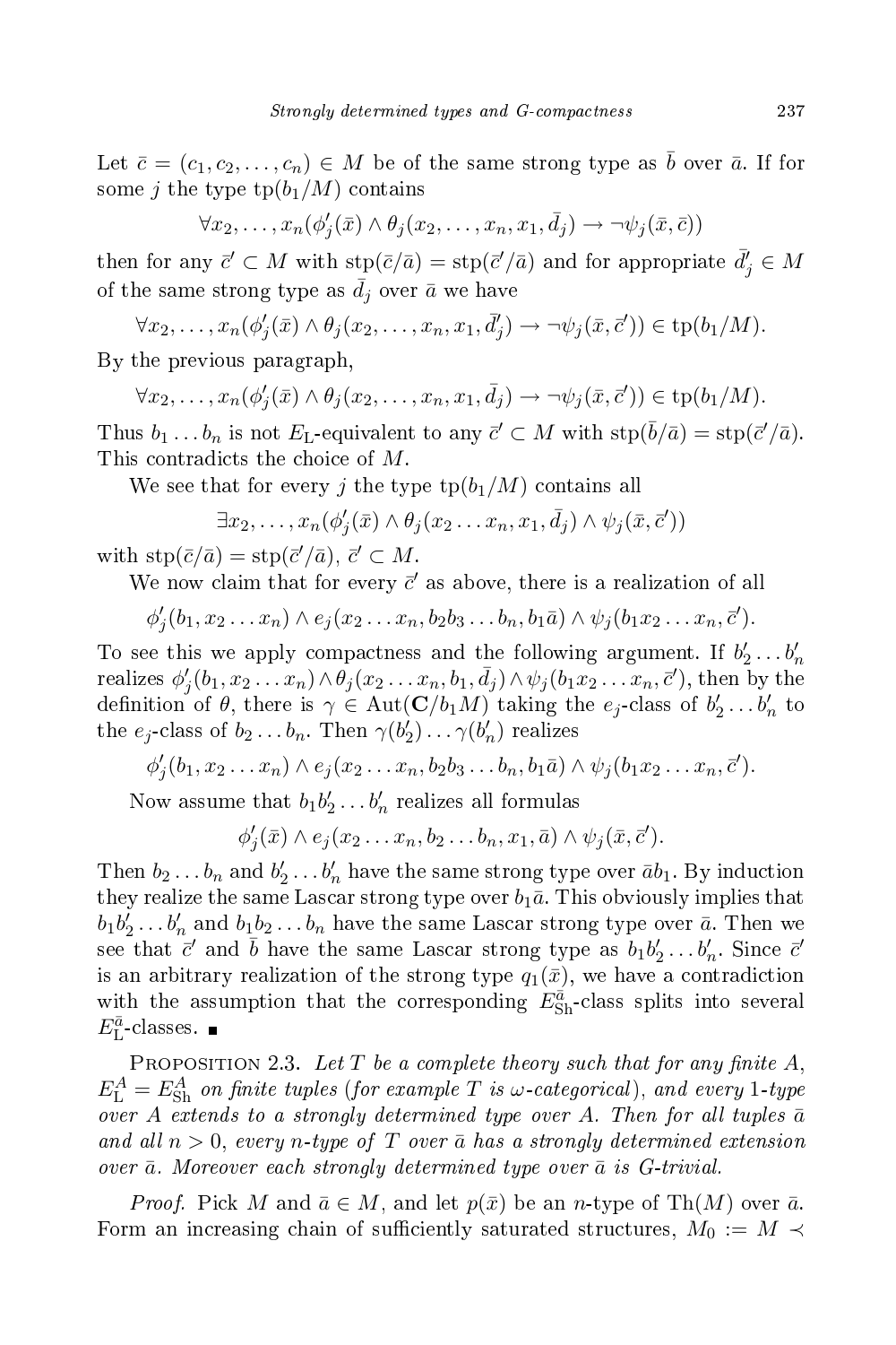Let $\bar{c} = (c_1, c_2, \ldots, c_n) \in M$ be of the same strong type as $\bar{b}$ over $\bar{a}$. If for some $j$ the type $\mathrm{tp}(b_1/M)$ contains

$$\forall x_2, \ldots, x_n(\phi'_j(\bar{x}) \wedge \theta_j(x_2, \ldots, x_n, x_1, \bar{d}_j) \to \neg\psi_j(\bar{x}, \bar{c}))$$

then for any $\bar{c}' \subset M$ with $\mathrm{stp}(\bar{c}/\bar{a}) = \mathrm{stp}(\bar{c}'/\bar{a})$ and for appropriate $\bar{d}'_j \in M$ of the same strong type as $\bar{d}_j$ over $\bar{a}$ we have

$$\forall x_2, \ldots, x_n(\phi'_j(\bar{x}) \wedge \theta_j(x_2, \ldots, x_n, x_1, \bar{d}'_j) \to \neg\psi_j(\bar{x}, \bar{c}')) \in \mathrm{tp}(b_1/M).$$

By the previous paragraph,

$$\forall x_2, \ldots, x_n(\phi'_j(\bar{x}) \wedge \theta_j(x_2, \ldots, x_n, x_1, \bar{d}_j) \to \neg\psi_j(\bar{x}, \bar{c}')) \in \mathrm{tp}(b_1/M).$$

Thus $b_1 \ldots b_n$ is not $E_{\mathrm{L}}$-equivalent to any $\bar{c}' \subset M$ with $\mathrm{stp}(\bar{b}/\bar{a}) = \mathrm{stp}(\bar{c}'/\bar{a})$. This contradicts the choice of $M$.

We see that for every $j$ the type $\mathrm{tp}(b_1/M)$ contains all

$$\exists x_2, \ldots, x_n(\phi'_j(\bar{x}) \wedge \theta_j(x_2 \ldots x_n, x_1, \bar{d}_j) \wedge \psi_j(\bar{x}, \bar{c}'))$$

with $\mathrm{stp}(\bar{c}/\bar{a}) = \mathrm{stp}(\bar{c}'/\bar{a})$, $\bar{c}' \subset M$.

We now claim that for every $\bar{c}'$ as above, there is a realization of all

$$\phi'_j(b_1, x_2 \ldots x_n) \wedge e_j(x_2 \ldots x_n, b_2 b_3 \ldots b_n, b_1 \bar{a}) \wedge \psi_j(b_1 x_2 \ldots x_n, \bar{c}').$$

To see this we apply compactness and the following argument. If $b'_2 \ldots b'_n$ realizes $\phi'_j(b_1, x_2 \ldots x_n) \wedge \theta_j(x_2 \ldots x_n, b_1, \bar{d}_j) \wedge \psi_j(b_1 x_2 \ldots x_n, \bar{c}')$, then by the definition of $\theta$, there is $\gamma \in \mathrm{Aut}(\mathbf{C}/b_1 M)$ taking the $e_j$-class of $b'_2 \ldots b'_n$ to the $e_j$-class of $b_2 \ldots b_n$. Then $\gamma(b'_2) \ldots \gamma(b'_n)$ realizes

$$\phi'_j(b_1, x_2 \ldots x_n) \wedge e_j(x_2 \ldots x_n, b_2 b_3 \ldots b_n, b_1 \bar{a}) \wedge \psi_j(b_1 x_2 \ldots x_n, \bar{c}').$$

Now assume that $b_1 b'_2 \ldots b'_n$ realizes all formulas

$$\phi'_j(\bar{x}) \wedge e_j(x_2 \ldots x_n, b_2 \ldots b_n, x_1, \bar{a}) \wedge \psi_j(\bar{x}, \bar{c}').$$

Then $b_2 \ldots b_n$ and $b'_2 \ldots b'_n$ have the same strong type over $\bar{a} b_1$. By induction they realize the same Lascar strong type over $b_1 \bar{a}$. This obviously implies that $b_1 b'_2 \ldots b'_n$ and $b_1 b_2 \ldots b_n$ have the same Lascar strong type over $\bar{a}$. Then we see that $\bar{c}'$ and $\bar{b}$ have the same Lascar strong type as $b_1 b'_2 \ldots b'_n$. Since $\bar{c}'$ is an arbitrary realization of the strong type $q_1(\bar{x})$, we have a contradiction with the assumption that the corresponding $E^{\bar{a}}_{\mathrm{Sh}}$-class splits into several $E^{\bar{a}}_{\mathrm{L}}$-classes. ∎

**Proposition 2.3.** *Let $T$ be a complete theory such that for any finite $A$, $E^A_{\mathrm{L}} = E^A_{\mathrm{Sh}}$ on finite tuples (for example $T$ is $\omega$-categorical), and every 1-type over $A$ extends to a strongly determined type over $A$. Then for all tuples $\bar{a}$ and all $n > 0$, every $n$-type of $T$ over $\bar{a}$ has a strongly determined extension over $\bar{a}$. Moreover each strongly determined type over $\bar{a}$ is G-trivial.*

*Proof.* Pick $M$ and $\bar{a} \in M$, and let $p(\bar{x})$ be an $n$-type of $\mathrm{Th}(M)$ over $\bar{a}$. Form an increasing chain of sufficiently saturated structures, $M_0 := M \prec$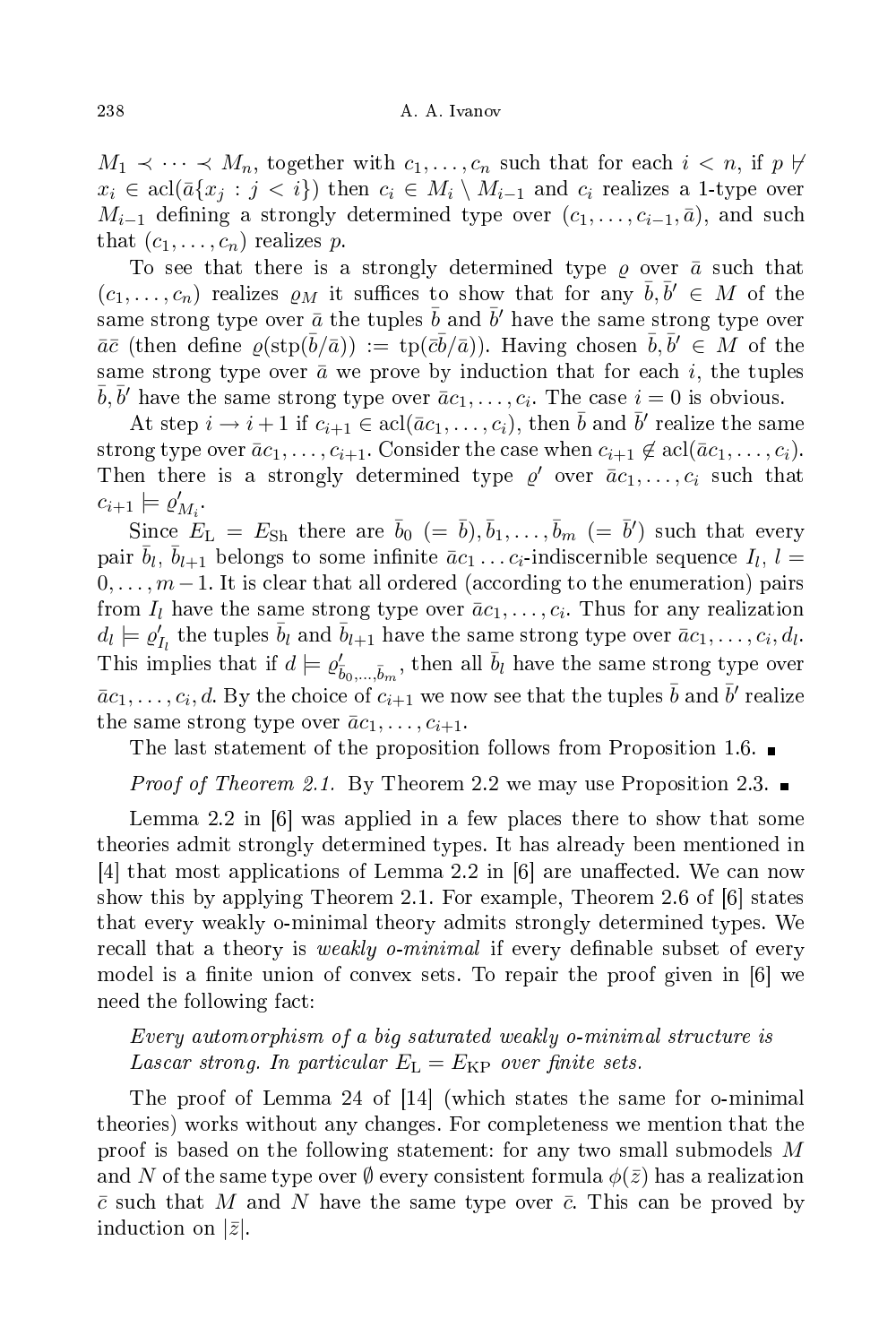$M_1 \prec \cdots \prec M_n$, together with $c_1, \ldots, c_n$ such that for each $i < n$, if $p \not\vdash x_i \in \mathrm{acl}(\bar{a}\{x_j : j < i\})$ then $c_i \in M_i \setminus M_{i-1}$ and $c_i$ realizes a 1-type over $M_{i-1}$ defining a strongly determined type over $(c_1, \ldots, c_{i-1}, \bar{a})$, and such that $(c_1, \ldots, c_n)$ realizes $p$.

To see that there is a strongly determined type $\varrho$ over $\bar{a}$ such that $(c_1, \ldots, c_n)$ realizes $\varrho_M$ it suffices to show that for any $\bar{b}, \bar{b}' \in M$ of the same strong type over $\bar{a}$ the tuples $\bar{b}$ and $\bar{b}'$ have the same strong type over $\bar{a}\bar{c}$ (then define $\varrho(\mathrm{stp}(\bar{b}/\bar{a})) := \mathrm{tp}(\bar{c}\bar{b}/\bar{a})$). Having chosen $\bar{b}, \bar{b}' \in M$ of the same strong type over $\bar{a}$ we prove by induction that for each $i$, the tuples $\bar{b}, \bar{b}'$ have the same strong type over $\bar{a}c_1, \ldots, c_i$. The case $i = 0$ is obvious.

At step $i \to i+1$ if $c_{i+1} \in \mathrm{acl}(\bar{a}c_1, \ldots, c_i)$, then $\bar{b}$ and $\bar{b}'$ realize the same strong type over $\bar{a}c_1, \ldots, c_{i+1}$. Consider the case when $c_{i+1} \notin \mathrm{acl}(\bar{a}c_1, \ldots, c_i)$. Then there is a strongly determined type $\varrho'$ over $\bar{a}c_1, \ldots, c_i$ such that $c_{i+1} \models \varrho'_{M_i}$.

Since $E_{\mathrm{L}} = E_{\mathrm{Sh}}$ there are $\bar{b}_0$ $(= \bar{b}), \bar{b}_1, \ldots, \bar{b}_m$ $(= \bar{b}')$ such that every pair $\bar{b}_l, \bar{b}_{l+1}$ belongs to some infinite $\bar{a}c_1 \ldots c_i$-indiscernible sequence $I_l$, $l = 0, \ldots, m-1$. It is clear that all ordered (according to the enumeration) pairs from $I_l$ have the same strong type over $\bar{a}c_1, \ldots, c_i$. Thus for any realization $d_l \models \varrho'_{I_l}$ the tuples $\bar{b}_l$ and $\bar{b}_{l+1}$ have the same strong type over $\bar{a}c_1, \ldots, c_i, d_l$. This implies that if $d \models \varrho'_{\bar{b}_0, \ldots, \bar{b}_m}$, then all $\bar{b}_l$ have the same strong type over $\bar{a}c_1, \ldots, c_i, d$. By the choice of $c_{i+1}$ we now see that the tuples $\bar{b}$ and $\bar{b}'$ realize the same strong type over $\bar{a}c_1, \ldots, c_{i+1}$.

The last statement of the proposition follows from Proposition 1.6. ∎

*Proof of Theorem 2.1.* By Theorem 2.2 we may use Proposition 2.3. ∎

Lemma 2.2 in [6] was applied in a few places there to show that some theories admit strongly determined types. It has already been mentioned in [4] that most applications of Lemma 2.2 in [6] are unaffected. We can now show this by applying Theorem 2.1. For example, Theorem 2.6 of [6] states that every weakly o-minimal theory admits strongly determined types. We recall that a theory is *weakly o-minimal* if every definable subset of every model is a finite union of convex sets. To repair the proof given in [6] we need the following fact:

*Every automorphism of a big saturated weakly o-minimal structure is Lascar strong. In particular $E_{\mathrm{L}} = E_{\mathrm{KP}}$ over finite sets.*

The proof of Lemma 24 of [14] (which states the same for o-minimal theories) works without any changes. For completeness we mention that the proof is based on the following statement: for any two small submodels $M$ and $N$ of the same type over $\emptyset$ every consistent formula $\phi(\bar{z})$ has a realization $\bar{c}$ such that $M$ and $N$ have the same type over $\bar{c}$. This can be proved by induction on $|\bar{z}|$.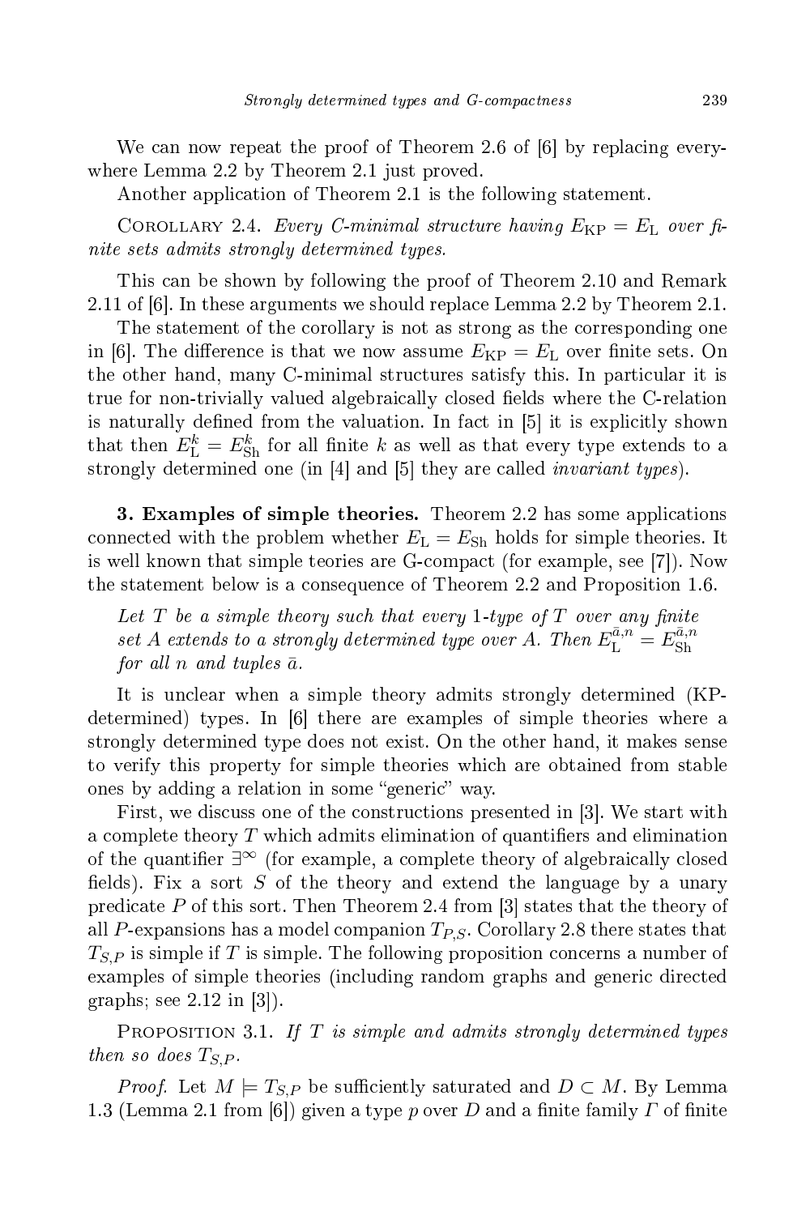We can now repeat the proof of Theorem 2.6 of [6] by replacing everywhere Lemma 2.2 by Theorem 2.1 just proved.

Another application of Theorem 2.1 is the following statement.

Corollary 2.4. *Every C-minimal structure having $E_{\mathrm{KP}} = E_{\mathrm{L}}$ over finite sets admits strongly determined types.*

This can be shown by following the proof of Theorem 2.10 and Remark 2.11 of [6]. In these arguments we should replace Lemma 2.2 by Theorem 2.1.

The statement of the corollary is not as strong as the corresponding one in [6]. The difference is that we now assume $E_{\mathrm{KP}} = E_{\mathrm{L}}$ over finite sets. On the other hand, many C-minimal structures satisfy this. In particular it is true for non-trivially valued algebraically closed fields where the C-relation is naturally defined from the valuation. In fact in [5] it is explicitly shown that then $E^k_{\mathrm{L}} = E^k_{\mathrm{Sh}}$ for all finite $k$ as well as that every type extends to a strongly determined one (in [4] and [5] they are called *invariant types*).

**3. Examples of simple theories.** Theorem 2.2 has some applications connected with the problem whether $E_{\mathrm{L}} = E_{\mathrm{Sh}}$ holds for simple theories. It is well known that simple teories are G-compact (for example, see [7]). Now the statement below is a consequence of Theorem 2.2 and Proposition 1.6.

*Let $T$ be a simple theory such that every 1-type of $T$ over any finite set $A$ extends to a strongly determined type over $A$. Then $E^{\bar{a},n}_{\mathrm{L}} = E^{\bar{a},n}_{\mathrm{Sh}}$ for all $n$ and tuples $\bar{a}$.*

It is unclear when a simple theory admits strongly determined (KP-determined) types. In [6] there are examples of simple theories where a strongly determined type does not exist. On the other hand, it makes sense to verify this property for simple theories which are obtained from stable ones by adding a relation in some "generic" way.

First, we discuss one of the constructions presented in [3]. We start with a complete theory $T$ which admits elimination of quantifiers and elimination of the quantifier $\exists^{\infty}$ (for example, a complete theory of algebraically closed fields). Fix a sort $S$ of the theory and extend the language by a unary predicate $P$ of this sort. Then Theorem 2.4 from [3] states that the theory of all $P$-expansions has a model companion $T_{P,S}$. Corollary 2.8 there states that $T_{S,P}$ is simple if $T$ is simple. The following proposition concerns a number of examples of simple theories (including random graphs and generic directed graphs; see 2.12 in [3]).

Proposition 3.1. *If $T$ is simple and admits strongly determined types then so does $T_{S,P}$.*

*Proof.* Let $M \models T_{S,P}$ be sufficiently saturated and $D \subset M$. By Lemma 1.3 (Lemma 2.1 from [6]) given a type $p$ over $D$ and a finite family $\Gamma$ of finite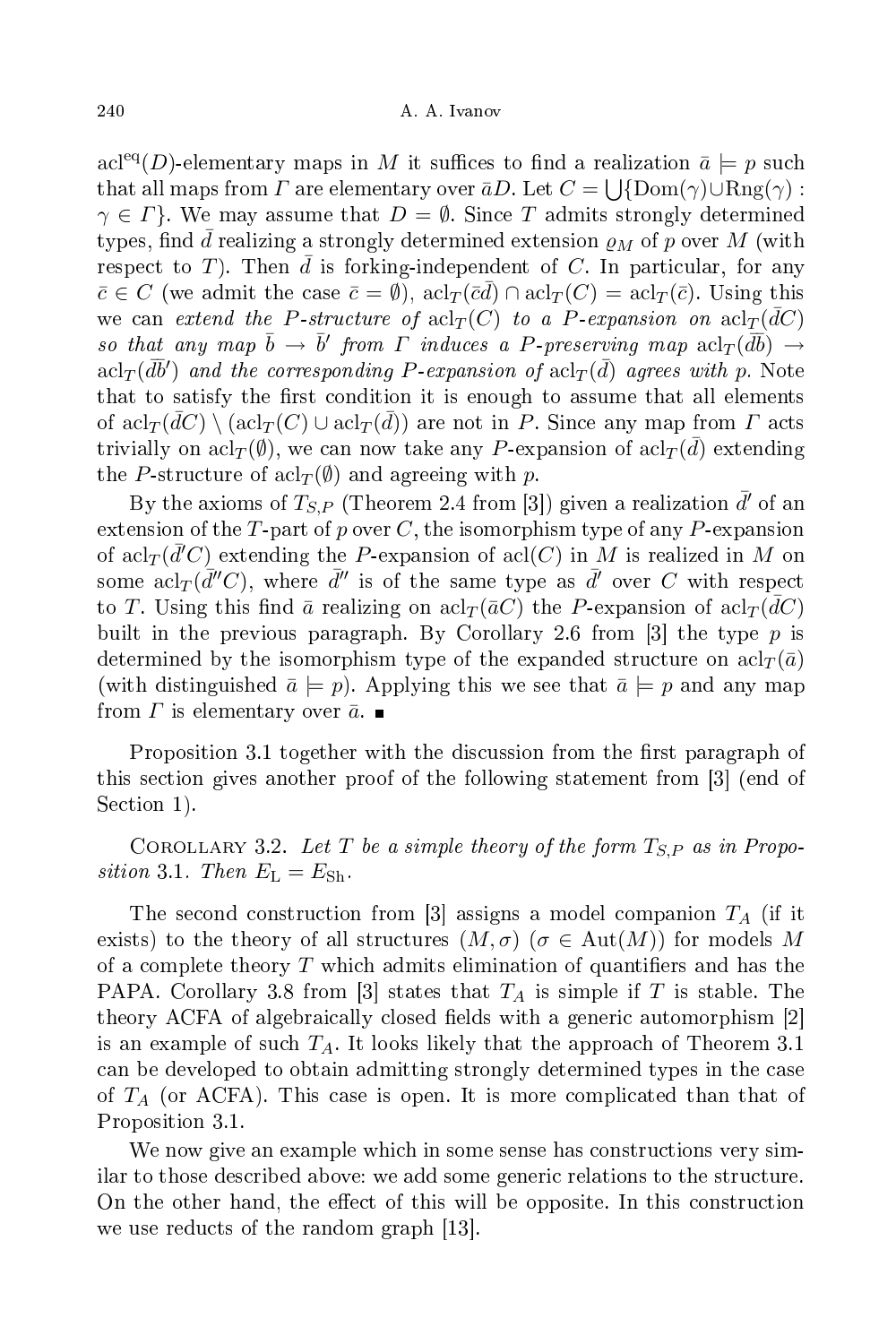$\mathrm{acl}^{\mathrm{eq}}(D)$-elementary maps in $M$ it suffices to find a realization $\bar{a} \models p$ such that all maps from $\Gamma$ are elementary over $\bar{a}D$. Let $C = \bigcup\{\mathrm{Dom}(\gamma) \cup \mathrm{Rng}(\gamma) : \gamma \in \Gamma\}$. We may assume that $D = \emptyset$. Since $T$ admits strongly determined types, find $\bar{d}$ realizing a strongly determined extension $\varrho_M$ of $p$ over $M$ (with respect to $T$). Then $\bar{d}$ is forking-independent of $C$. In particular, for any $\bar{c} \in C$ (we admit the case $\bar{c} = \emptyset$), $\mathrm{acl}_T(\bar{c}\bar{d}) \cap \mathrm{acl}_T(C) = \mathrm{acl}_T(\bar{c})$. Using this we can *extend the $P$-structure of $\mathrm{acl}_T(C)$ to a $P$-expansion on $\mathrm{acl}_T(\bar{d}C)$ so that any map $\bar{b} \to \bar{b}'$ from $\Gamma$ induces a $P$-preserving map $\mathrm{acl}_T(\bar{d}\bar{b}) \to \mathrm{acl}_T(\bar{d}\bar{b}')$ and the corresponding $P$-expansion of $\mathrm{acl}_T(\bar{d})$ agrees with $p$.* Note that to satisfy the first condition it is enough to assume that all elements of $\mathrm{acl}_T(\bar{d}C) \setminus (\mathrm{acl}_T(C) \cup \mathrm{acl}_T(\bar{d}))$ are not in $P$. Since any map from $\Gamma$ acts trivially on $\mathrm{acl}_T(\emptyset)$, we can now take any $P$-expansion of $\mathrm{acl}_T(\bar{d})$ extending the $P$-structure of $\mathrm{acl}_T(\emptyset)$ and agreeing with $p$.

By the axioms of $T_{S,P}$ (Theorem 2.4 from [3]) given a realization $\bar{d}'$ of an extension of the $T$-part of $p$ over $C$, the isomorphism type of any $P$-expansion of $\mathrm{acl}_T(\bar{d}'C)$ extending the $P$-expansion of $\mathrm{acl}(C)$ in $M$ is realized in $M$ on some $\mathrm{acl}_T(\bar{d}''C)$, where $\bar{d}''$ is of the same type as $\bar{d}'$ over $C$ with respect to $T$. Using this find $\bar{a}$ realizing on $\mathrm{acl}_T(\bar{a}C)$ the $P$-expansion of $\mathrm{acl}_T(\bar{d}C)$ built in the previous paragraph. By Corollary 2.6 from [3] the type $p$ is determined by the isomorphism type of the expanded structure on $\mathrm{acl}_T(\bar{a})$ (with distinguished $\bar{a} \models p$). Applying this we see that $\bar{a} \models p$ and any map from $\Gamma$ is elementary over $\bar{a}$. ■

Proposition 3.1 together with the discussion from the first paragraph of this section gives another proof of the following statement from [3] (end of Section 1).

Corollary 3.2. *Let $T$ be a simple theory of the form $T_{S,P}$ as in Proposition 3.1. Then $E_{\mathrm{L}} = E_{\mathrm{Sh}}$.*

The second construction from [3] assigns a model companion $T_A$ (if it exists) to the theory of all structures $(M, \sigma)$ ($\sigma \in \mathrm{Aut}(M)$) for models $M$ of a complete theory $T$ which admits elimination of quantifiers and has the PAPA. Corollary 3.8 from [3] states that $T_A$ is simple if $T$ is stable. The theory ACFA of algebraically closed fields with a generic automorphism [2] is an example of such $T_A$. It looks likely that the approach of Theorem 3.1 can be developed to obtain admitting strongly determined types in the case of $T_A$ (or ACFA). This case is open. It is more complicated than that of Proposition 3.1.

We now give an example which in some sense has constructions very similar to those described above: we add some generic relations to the structure. On the other hand, the effect of this will be opposite. In this construction we use reducts of the random graph [13].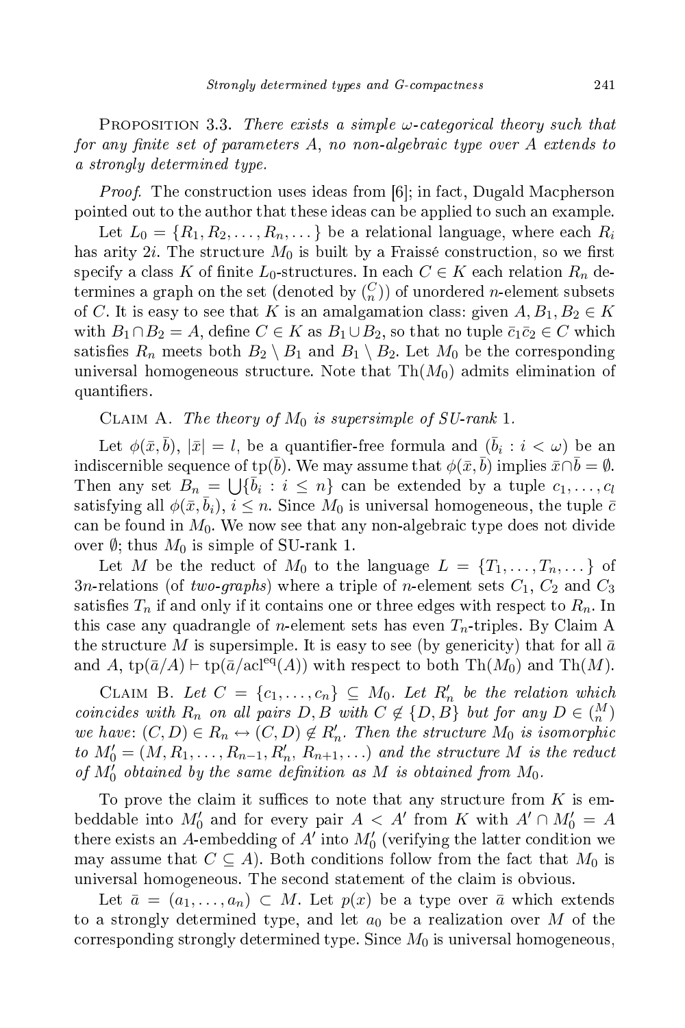Proposition 3.3. *There exists a simple $\omega$-categorical theory such that for any finite set of parameters $A$, no non-algebraic type over $A$ extends to a strongly determined type.*

*Proof.* The construction uses ideas from [6]; in fact, Dugald Macpherson pointed out to the author that these ideas can be applied to such an example.

Let $L_0 = \{R_1, R_2, \ldots, R_n, \ldots\}$ be a relational language, where each $R_i$ has arity $2i$. The structure $M_0$ is built by a Fraissé construction, so we first specify a class $K$ of finite $L_0$-structures. In each $C \in K$ each relation $R_n$ determines a graph on the set (denoted by $\binom{C}{n}$) of unordered $n$-element subsets of $C$. It is easy to see that $K$ is an amalgamation class: given $A, B_1, B_2 \in K$ with $B_1 \cap B_2 = A$, define $C \in K$ as $B_1 \cup B_2$, so that no tuple $\bar{c}_1\bar{c}_2 \in C$ which satisfies $R_n$ meets both $B_2 \setminus B_1$ and $B_1 \setminus B_2$. Let $M_0$ be the corresponding universal homogeneous structure. Note that $\mathrm{Th}(M_0)$ admits elimination of quantifiers.

Claim A. *The theory of $M_0$ is supersimple of SU-rank 1.*

Let $\phi(\bar{x}, \bar{b})$, $|\bar{x}| = l$, be a quantifier-free formula and $(\bar{b}_i : i < \omega)$ be an indiscernible sequence of $\mathrm{tp}(\bar{b})$. We may assume that $\phi(\bar{x}, \bar{b})$ implies $\bar{x} \cap \bar{b} = \emptyset$. Then any set $B_n = \bigcup\{\bar{b}_i : i \leq n\}$ can be extended by a tuple $c_1, \ldots, c_l$ satisfying all $\phi(\bar{x}, \bar{b}_i)$, $i \leq n$. Since $M_0$ is universal homogeneous, the tuple $\bar{c}$ can be found in $M_0$. We now see that any non-algebraic type does not divide over $\emptyset$; thus $M_0$ is simple of SU-rank 1.

Let $M$ be the reduct of $M_0$ to the language $L = \{T_1, \ldots, T_n, \ldots\}$ of $3n$-relations (of *two-graphs*) where a triple of $n$-element sets $C_1$, $C_2$ and $C_3$ satisfies $T_n$ if and only if it contains one or three edges with respect to $R_n$. In this case any quadrangle of $n$-element sets has even $T_n$-triples. By Claim A the structure $M$ is supersimple. It is easy to see (by genericity) that for all $\bar{a}$ and $A$, $\mathrm{tp}(\bar{a}/A) \vdash \mathrm{tp}(\bar{a}/\mathrm{acl}^{\mathrm{eq}}(A))$ with respect to both $\mathrm{Th}(M_0)$ and $\mathrm{Th}(M)$.

Claim B. *Let $C = \{c_1, \ldots, c_n\} \subseteq M_0$. Let $R'_n$ be the relation which coincides with $R_n$ on all pairs $D, B$ with $C \notin \{D, B\}$ but for any $D \in \binom{M}{n}$ we have: $(C, D) \in R_n \leftrightarrow (C, D) \notin R'_n$. Then the structure $M_0$ is isomorphic to $M'_0 = (M, R_1, \ldots, R_{n-1}, R'_n, R_{n+1}, \ldots)$ and the structure $M$ is the reduct of $M'_0$ obtained by the same definition as $M$ is obtained from $M_0$.*

To prove the claim it suffices to note that any structure from $K$ is embeddable into $M'_0$ and for every pair $A < A'$ from $K$ with $A' \cap M'_0 = A$ there exists an $A$-embedding of $A'$ into $M'_0$ (verifying the latter condition we may assume that $C \subseteq A$). Both conditions follow from the fact that $M_0$ is universal homogeneous. The second statement of the claim is obvious.

Let $\bar{a} = (a_1, \ldots, a_n) \subset M$. Let $p(x)$ be a type over $\bar{a}$ which extends to a strongly determined type, and let $a_0$ be a realization over $M$ of the corresponding strongly determined type. Since $M_0$ is universal homogeneous,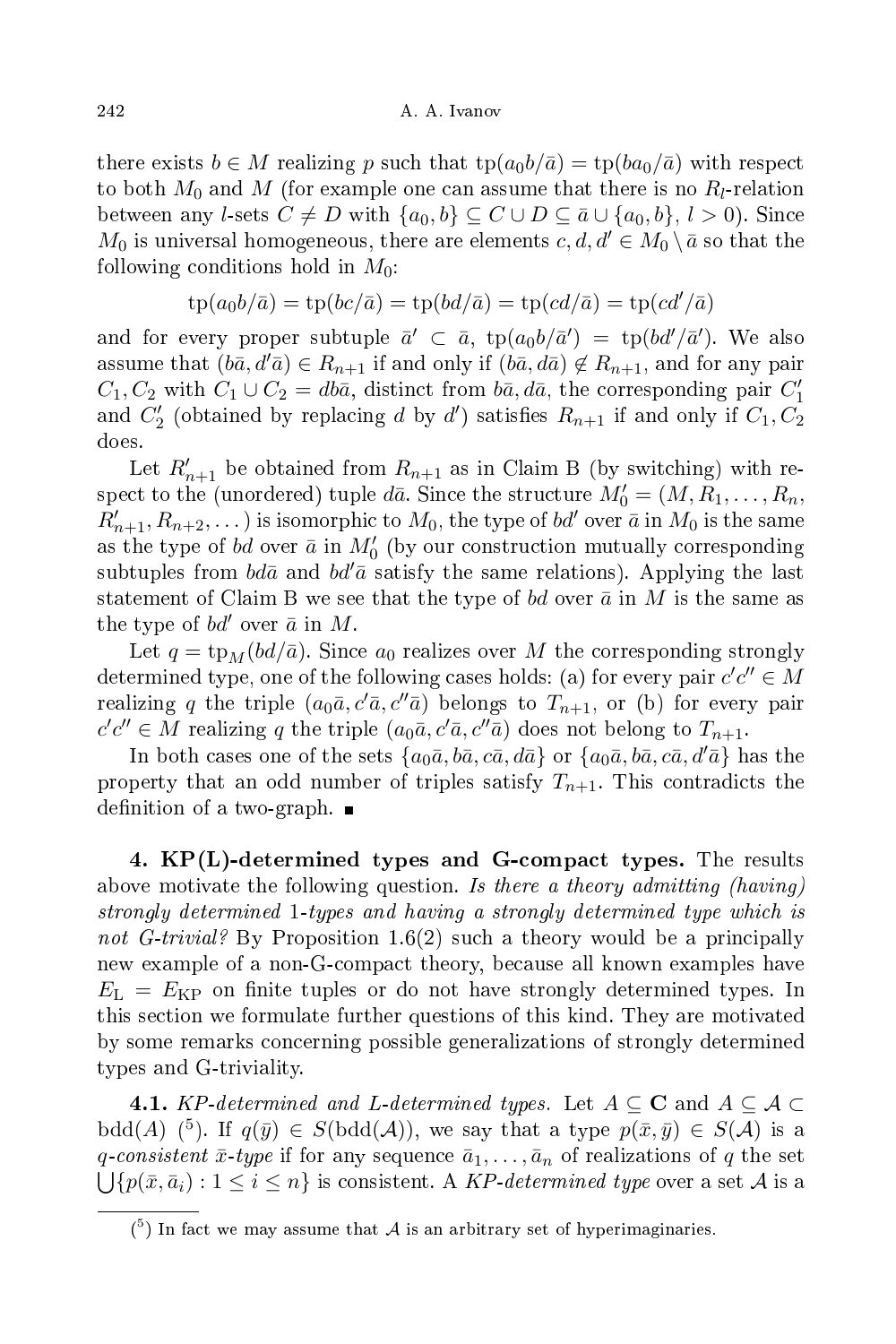there exists $b \in M$ realizing $p$ such that $\mathrm{tp}(a_0 b/\bar{a}) = \mathrm{tp}(ba_0/\bar{a})$ with respect to both $M_0$ and $M$ (for example one can assume that there is no $R_l$-relation between any $l$-sets $C \neq D$ with $\{a_0, b\} \subseteq C \cup D \subseteq \bar{a} \cup \{a_0, b\}$, $l > 0$). Since $M_0$ is universal homogeneous, there are elements $c, d, d' \in M_0 \setminus \bar{a}$ so that the following conditions hold in $M_0$:

$$\mathrm{tp}(a_0 b/\bar{a}) = \mathrm{tp}(bc/\bar{a}) = \mathrm{tp}(bd/\bar{a}) = \mathrm{tp}(cd/\bar{a}) = \mathrm{tp}(cd'/\bar{a})$$

and for every proper subtuple $\bar{a}' \subset \bar{a}$, $\mathrm{tp}(a_0 b/\bar{a}') = \mathrm{tp}(bd'/\bar{a}')$. We also assume that $(b\bar{a}, d'\bar{a}) \in R_{n+1}$ if and only if $(b\bar{a}, d\bar{a}) \notin R_{n+1}$, and for any pair $C_1, C_2$ with $C_1 \cup C_2 = db\bar{a}$, distinct from $b\bar{a}, d\bar{a}$, the corresponding pair $C_1'$ and $C_2'$ (obtained by replacing $d$ by $d'$) satisfies $R_{n+1}$ if and only if $C_1, C_2$ does.

Let $R'_{n+1}$ be obtained from $R_{n+1}$ as in Claim B (by switching) with respect to the (unordered) tuple $d\bar{a}$. Since the structure $M_0' = (M, R_1, \ldots, R_n, R'_{n+1}, R_{n+2}, \ldots)$ is isomorphic to $M_0$, the type of $bd'$ over $\bar{a}$ in $M_0$ is the same as the type of $bd$ over $\bar{a}$ in $M_0'$ (by our construction mutually corresponding subtuples from $bd\bar{a}$ and $bd'\bar{a}$ satisfy the same relations). Applying the last statement of Claim B we see that the type of $bd$ over $\bar{a}$ in $M$ is the same as the type of $bd'$ over $\bar{a}$ in $M$.

Let $q = \mathrm{tp}_M(bd/\bar{a})$. Since $a_0$ realizes over $M$ the corresponding strongly determined type, one of the following cases holds: (a) for every pair $c'c'' \in M$ realizing $q$ the triple $(a_0\bar{a}, c'\bar{a}, c''\bar{a})$ belongs to $T_{n+1}$, or (b) for every pair $c'c'' \in M$ realizing $q$ the triple $(a_0\bar{a}, c'\bar{a}, c''\bar{a})$ does not belong to $T_{n+1}$.

In both cases one of the sets $\{a_0\bar{a}, b\bar{a}, c\bar{a}, d\bar{a}\}$ or $\{a_0\bar{a}, b\bar{a}, c\bar{a}, d'\bar{a}\}$ has the property that an odd number of triples satisfy $T_{n+1}$. This contradicts the definition of a two-graph. ∎

**4. KP(L)-determined types and G-compact types.** The results above motivate the following question. *Is there a theory admitting (having) strongly determined 1-types and having a strongly determined type which is not G-trivial?* By Proposition 1.6(2) such a theory would be a principally new example of a non-G-compact theory, because all known examples have $E_{\mathrm{L}} = E_{\mathrm{KP}}$ on finite tuples or do not have strongly determined types. In this section we formulate further questions of this kind. They are motivated by some remarks concerning possible generalizations of strongly determined types and G-triviality.

**4.1.** *KP-determined and L-determined types.* Let $A \subseteq \mathbf{C}$ and $A \subseteq \mathcal{A} \subset \mathrm{bdd}(A)$ [5]. If $q(\bar{y}) \in S(\mathrm{bdd}(\mathcal{A}))$, we say that a type $p(\bar{x}, \bar{y}) \in S(\mathcal{A})$ is a *$q$-consistent $\bar{x}$-type* if for any sequence $\bar{a}_1, \ldots, \bar{a}_n$ of realizations of $q$ the set $\bigcup\{p(\bar{x}, \bar{a}_i) : 1 \leq i \leq n\}$ is consistent. A *KP-determined type* over a set $\mathcal{A}$ is a

[5] In fact we may assume that $\mathcal{A}$ is an arbitrary set of hyperimaginaries.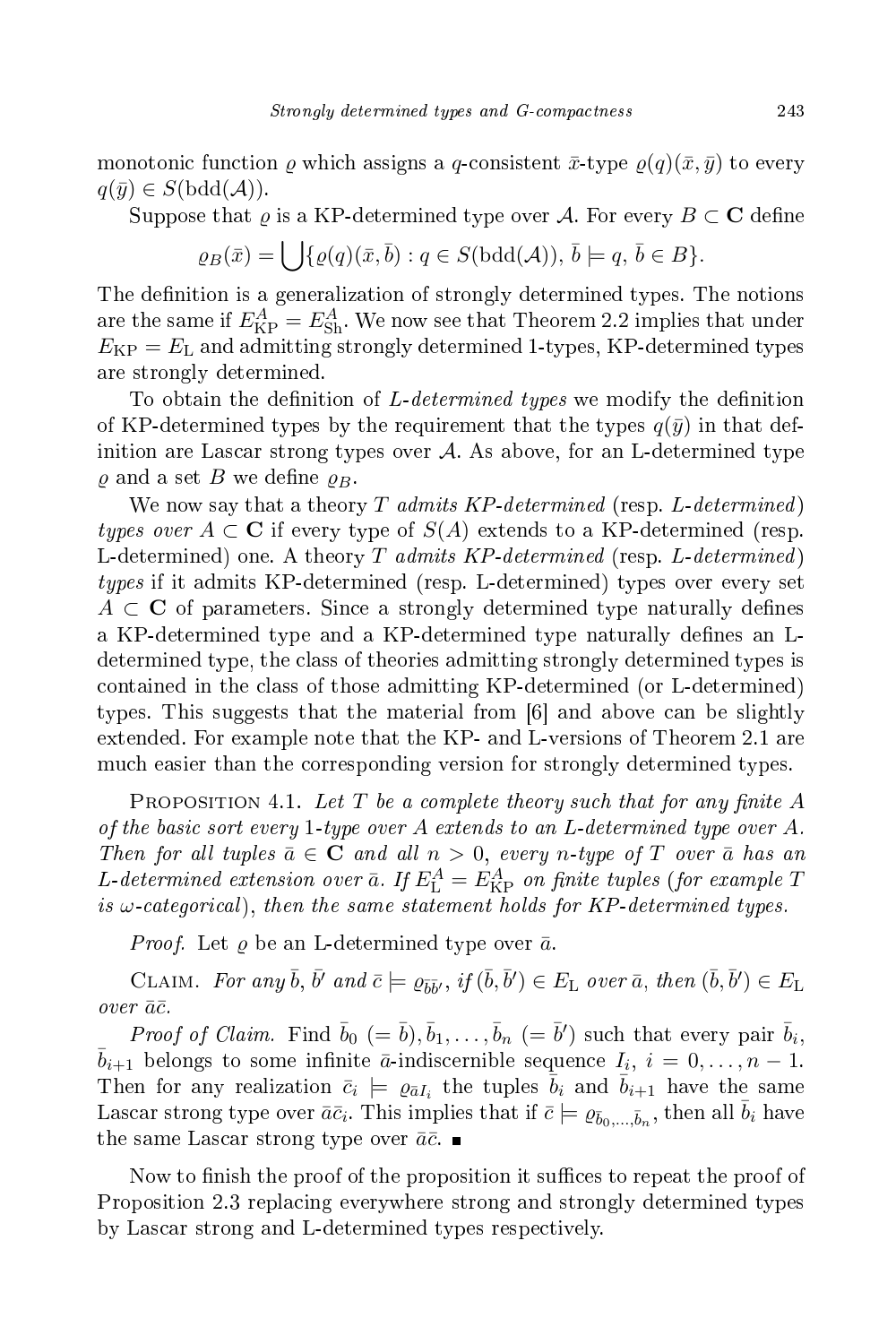monotonic function $\varrho$ which assigns a $q$-consistent $\bar{x}$-type $\varrho(q)(\bar{x},\bar{y})$ to every $q(\bar{y}) \in S(\mathrm{bdd}(\mathcal{A}))$.

Suppose that $\varrho$ is a KP-determined type over $\mathcal{A}$. For every $B \subset \mathbf{C}$ define

$$\varrho_B(\bar{x}) = \bigcup\{\varrho(q)(\bar{x},\bar{b}) : q \in S(\mathrm{bdd}(\mathcal{A})),\ \bar{b} \models q,\ \bar{b} \in B\}.$$

The definition is a generalization of strongly determined types. The notions are the same if $E^A_{\mathrm{KP}} = E^A_{\mathrm{Sh}}$. We now see that Theorem 2.2 implies that under $E_{\mathrm{KP}} = E_{\mathrm{L}}$ and admitting strongly determined 1-types, KP-determined types are strongly determined.

To obtain the definition of *L-determined types* we modify the definition of KP-determined types by the requirement that the types $q(\bar{y})$ in that definition are Lascar strong types over $\mathcal{A}$. As above, for an L-determined type $\varrho$ and a set $B$ we define $\varrho_B$.

We now say that a theory $T$ *admits KP-determined* (resp. *L-determined*) *types over* $A \subset \mathbf{C}$ if every type of $S(A)$ extends to a KP-determined (resp. L-determined) one. A theory $T$ *admits KP-determined* (resp. *L-determined*) *types* if it admits KP-determined (resp. L-determined) types over every set $A \subset \mathbf{C}$ of parameters. Since a strongly determined type naturally defines a KP-determined type and a KP-determined type naturally defines an L-determined type, the class of theories admitting strongly determined types is contained in the class of those admitting KP-determined (or L-determined) types. This suggests that the material from [6] and above can be slightly extended. For example note that the KP- and L-versions of Theorem 2.1 are much easier than the corresponding version for strongly determined types.

Proposition 4.1. *Let $T$ be a complete theory such that for any finite $A$ of the basic sort every 1-type over $A$ extends to an L-determined type over $A$. Then for all tuples $\bar{a} \in \mathbf{C}$ and all $n > 0$, every $n$-type of $T$ over $\bar{a}$ has an L-determined extension over $\bar{a}$. If $E^A_{\mathrm{L}} = E^A_{\mathrm{KP}}$ on finite tuples (for example $T$ is $\omega$-categorical), then the same statement holds for KP-determined types.*

*Proof.* Let $\varrho$ be an L-determined type over $\bar{a}$.

Claim. *For any $\bar{b}$, $\bar{b}'$ and $\bar{c} \models \varrho_{\bar{b}\bar{b}'}$, if $(\bar{b},\bar{b}') \in E_{\mathrm{L}}$ over $\bar{a}$, then $(\bar{b},\bar{b}') \in E_{\mathrm{L}}$ over $\bar{a}\bar{c}$.*

*Proof of Claim.* Find $\bar{b}_0\ (= \bar{b}), \bar{b}_1, \ldots, \bar{b}_n\ (= \bar{b}')$ such that every pair $\bar{b}_i$, $\bar{b}_{i+1}$ belongs to some infinite $\bar{a}$-indiscernible sequence $I_i$, $i = 0, \ldots, n-1$. Then for any realization $\bar{c}_i \models \varrho_{\bar{a}I_i}$ the tuples $\bar{b}_i$ and $\bar{b}_{i+1}$ have the same Lascar strong type over $\bar{a}\bar{c}_i$. This implies that if $\bar{c} \models \varrho_{\bar{b}_0,\ldots,\bar{b}_n}$, then all $\bar{b}_i$ have the same Lascar strong type over $\bar{a}\bar{c}$. ∎

Now to finish the proof of the proposition it suffices to repeat the proof of Proposition 2.3 replacing everywhere strong and strongly determined types by Lascar strong and L-determined types respectively.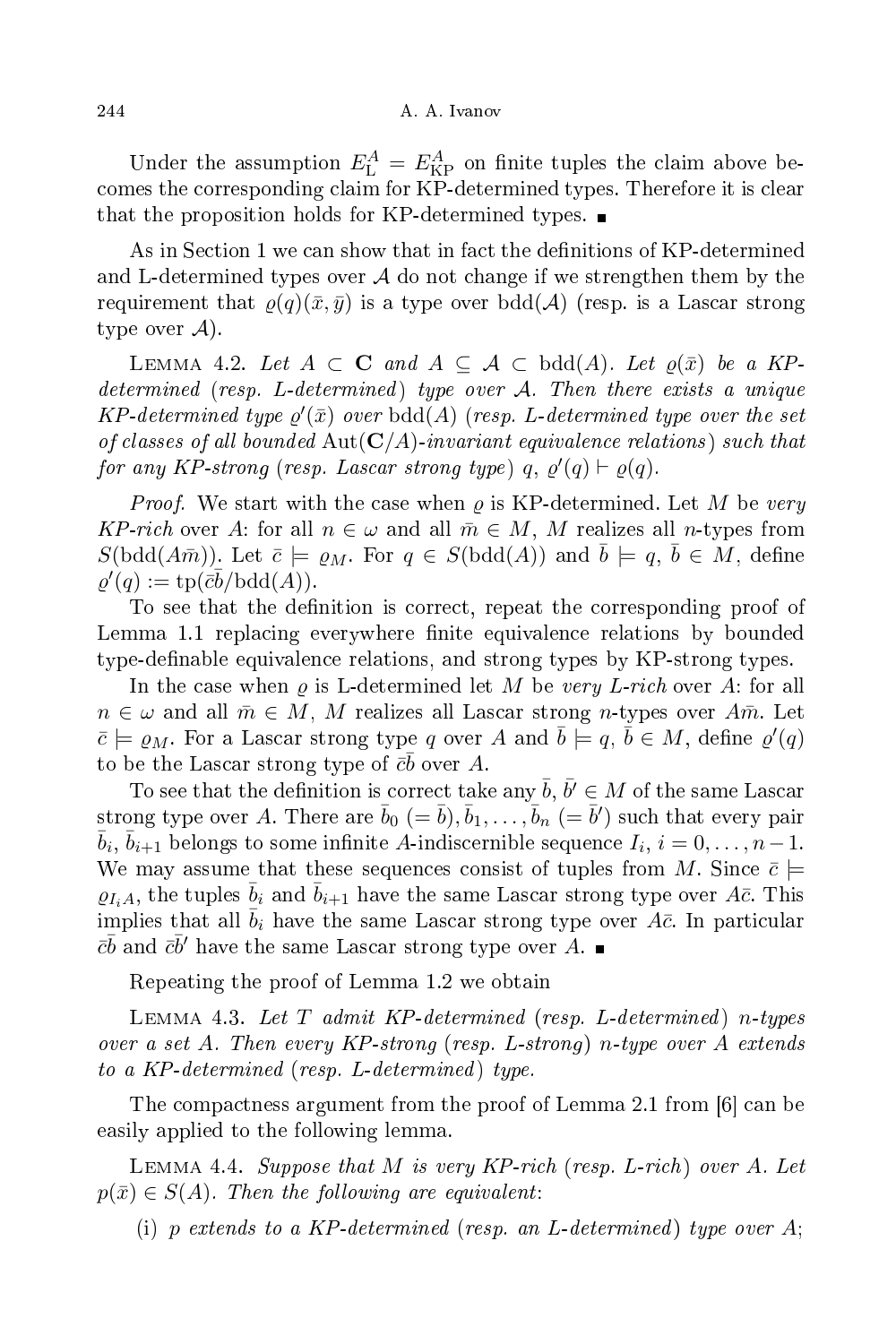Under the assumption $E_{\mathrm{L}}^{A} = E_{\mathrm{KP}}^{A}$ on finite tuples the claim above becomes the corresponding claim for KP-determined types. Therefore it is clear that the proposition holds for KP-determined types. ∎

As in Section 1 we can show that in fact the definitions of KP-determined and L-determined types over $\mathcal{A}$ do not change if we strengthen them by the requirement that $\varrho(q)(\bar{x}, \bar{y})$ is a type over $\mathrm{bdd}(\mathcal{A})$ (resp. is a Lascar strong type over $\mathcal{A}$).

Lemma 4.2. *Let $A \subset \mathbf{C}$ and $A \subseteq \mathcal{A} \subset \mathrm{bdd}(A)$. Let $\varrho(\bar{x})$ be a KP-determined* (*resp. L-determined*) *type over $\mathcal{A}$. Then there exists a unique KP-determined type $\varrho'(\bar{x})$ over $\mathrm{bdd}(A)$* (*resp. L-determined type over the set of classes of all bounded $\mathrm{Aut}(\mathbf{C}/A)$-invariant equivalence relations*) *such that for any KP-strong* (*resp. Lascar strong type*) *$q$, $\varrho'(q) \vdash \varrho(q)$.*

*Proof.* We start with the case when $\varrho$ is KP-determined. Let $M$ be *very KP-rich* over $A$: for all $n \in \omega$ and all $\bar{m} \in M$, $M$ realizes all $n$-types from $S(\mathrm{bdd}(A\bar{m}))$. Let $\bar{c} \models \varrho_M$. For $q \in S(\mathrm{bdd}(A))$ and $\bar{b} \models q$, $\bar{b} \in M$, define $\varrho'(q) := \mathrm{tp}(\bar{c}\bar{b}/\mathrm{bdd}(A))$.

To see that the definition is correct, repeat the corresponding proof of Lemma 1.1 replacing everywhere finite equivalence relations by bounded type-definable equivalence relations, and strong types by KP-strong types.

In the case when $\varrho$ is L-determined let $M$ be *very L-rich* over $A$: for all $n \in \omega$ and all $\bar{m} \in M$, $M$ realizes all Lascar strong $n$-types over $A\bar{m}$. Let $\bar{c} \models \varrho_M$. For a Lascar strong type $q$ over $A$ and $\bar{b} \models q$, $\bar{b} \in M$, define $\varrho'(q)$ to be the Lascar strong type of $\bar{c}\bar{b}$ over $A$.

To see that the definition is correct take any $\bar{b}, \bar{b}' \in M$ of the same Lascar strong type over $A$. There are $\bar{b}_0$ $(= \bar{b}), \bar{b}_1, \ldots, \bar{b}_n$ $(= \bar{b}')$ such that every pair $\bar{b}_i$, $\bar{b}_{i+1}$ belongs to some infinite $A$-indiscernible sequence $I_i$, $i = 0, \ldots, n-1$. We may assume that these sequences consist of tuples from $M$. Since $\bar{c} \models \varrho_{I_i A}$, the tuples $\bar{b}_i$ and $\bar{b}_{i+1}$ have the same Lascar strong type over $A\bar{c}$. This implies that all $\bar{b}_i$ have the same Lascar strong type over $A\bar{c}$. In particular $\bar{c}\bar{b}$ and $\bar{c}\bar{b}'$ have the same Lascar strong type over $A$. ∎

Repeating the proof of Lemma 1.2 we obtain

Lemma 4.3. *Let $T$ admit KP-determined* (*resp. L-determined*) *$n$-types over a set $A$. Then every KP-strong* (*resp. L-strong*) *$n$-type over $A$ extends to a KP-determined* (*resp. L-determined*) *type.*

The compactness argument from the proof of Lemma 2.1 from [6] can be easily applied to the following lemma.

Lemma 4.4. *Suppose that $M$ is very KP-rich* (*resp. L-rich*) *over $A$. Let $p(\bar{x}) \in S(A)$. Then the following are equivalent*:

(i) *$p$ extends to a KP-determined* (*resp. an L-determined*) *type over $A$*;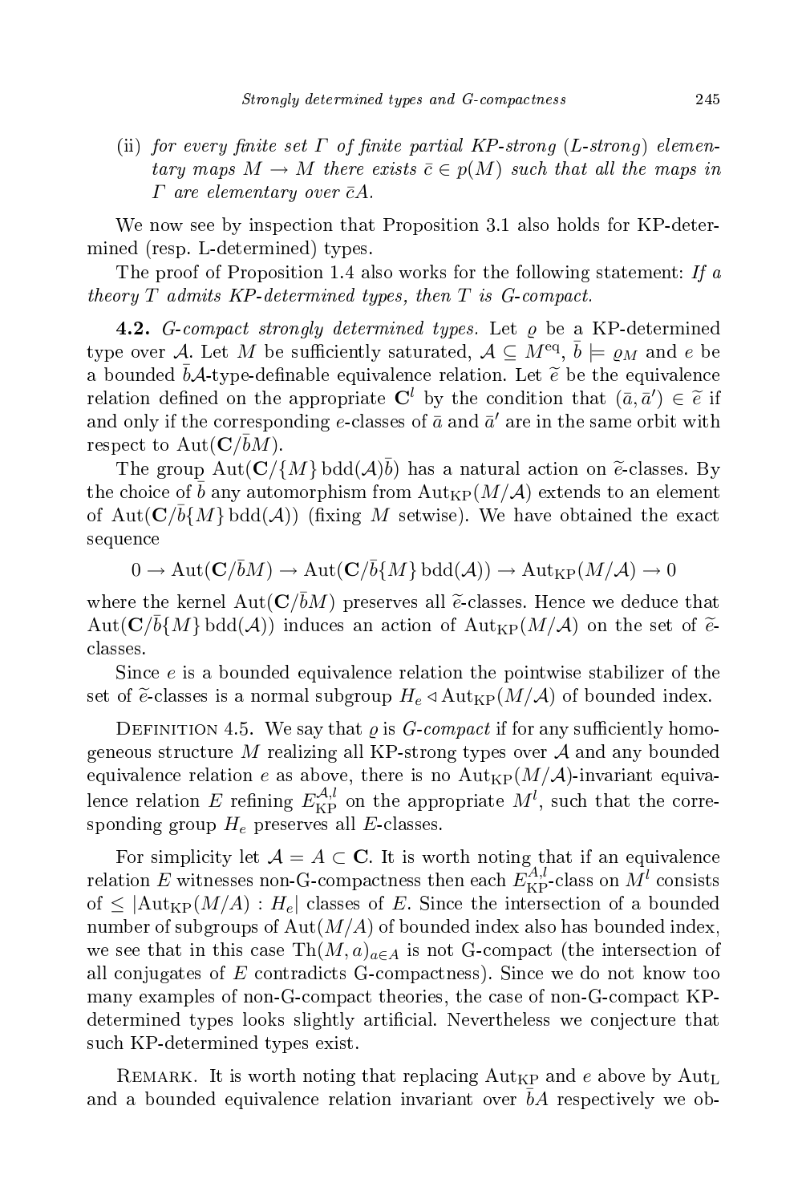(ii) *for every finite set $\Gamma$ of finite partial KP-strong (L-strong) elementary maps $M \to M$ there exists $\bar{c} \in p(M)$ such that all the maps in $\Gamma$ are elementary over $\bar{c}A$.*

We now see by inspection that Proposition 3.1 also holds for KP-determined (resp. L-determined) types.

The proof of Proposition 1.4 also works for the following statement: *If a theory $T$ admits KP-determined types, then $T$ is G-compact.*

**4.2.** *G-compact strongly determined types.* Let $\varrho$ be a KP-determined type over $\mathcal{A}$. Let $M$ be sufficiently saturated, $\mathcal{A} \subseteq M^{\mathrm{eq}}$, $\bar{b} \models \varrho_M$ and $e$ be a bounded $\bar{b}\mathcal{A}$-type-definable equivalence relation. Let $\widetilde{e}$ be the equivalence relation defined on the appropriate $\mathbf{C}^l$ by the condition that $(\bar{a}, \bar{a}') \in \widetilde{e}$ if and only if the corresponding $e$-classes of $\bar{a}$ and $\bar{a}'$ are in the same orbit with respect to $\mathrm{Aut}(\mathbf{C}/\bar{b}M)$.

The group $\mathrm{Aut}(\mathbf{C}/\{M\}\,\mathrm{bdd}(\mathcal{A})\bar{b})$ has a natural action on $\widetilde{e}$-classes. By the choice of $\bar{b}$ any automorphism from $\mathrm{Aut}_{\mathrm{KP}}(M/\mathcal{A})$ extends to an element of $\mathrm{Aut}(\mathbf{C}/\bar{b}\{M\}\,\mathrm{bdd}(\mathcal{A}))$ (fixing $M$ setwise). We have obtained the exact sequence

$$0 \to \mathrm{Aut}(\mathbf{C}/\bar{b}M) \to \mathrm{Aut}(\mathbf{C}/\bar{b}\{M\}\,\mathrm{bdd}(\mathcal{A})) \to \mathrm{Aut}_{\mathrm{KP}}(M/\mathcal{A}) \to 0$$

where the kernel $\mathrm{Aut}(\mathbf{C}/\bar{b}M)$ preserves all $\widetilde{e}$-classes. Hence we deduce that $\mathrm{Aut}(\mathbf{C}/\bar{b}\{M\}\,\mathrm{bdd}(\mathcal{A}))$ induces an action of $\mathrm{Aut}_{\mathrm{KP}}(M/\mathcal{A})$ on the set of $\widetilde{e}$-classes.

Since $e$ is a bounded equivalence relation the pointwise stabilizer of the set of $\widetilde{e}$-classes is a normal subgroup $H_e \lhd \mathrm{Aut}_{\mathrm{KP}}(M/\mathcal{A})$ of bounded index.

Definition 4.5. We say that $\varrho$ is *G-compact* if for any sufficiently homogeneous structure $M$ realizing all KP-strong types over $\mathcal{A}$ and any bounded equivalence relation $e$ as above, there is no $\mathrm{Aut}_{\mathrm{KP}}(M/\mathcal{A})$-invariant equivalence relation $E$ refining $E^{\mathcal{A},l}_{\mathrm{KP}}$ on the appropriate $M^l$, such that the corresponding group $H_e$ preserves all $E$-classes.

For simplicity let $\mathcal{A} = A \subset \mathbf{C}$. It is worth noting that if an equivalence relation $E$ witnesses non-G-compactness then each $E^{\mathcal{A},l}_{\mathrm{KP}}$-class on $M^l$ consists of $\leq |\mathrm{Aut}_{\mathrm{KP}}(M/A) : H_e|$ classes of $E$. Since the intersection of a bounded number of subgroups of $\mathrm{Aut}(M/A)$ of bounded index also has bounded index, we see that in this case $\mathrm{Th}(M, a)_{a\in A}$ is not G-compact (the intersection of all conjugates of $E$ contradicts G-compactness). Since we do not know too many examples of non-G-compact theories, the case of non-G-compact KP-determined types looks slightly artificial. Nevertheless we conjecture that such KP-determined types exist.

Remark. It is worth noting that replacing $\mathrm{Aut}_{\mathrm{KP}}$ and $e$ above by $\mathrm{Aut}_{\mathrm{L}}$ and a bounded equivalence relation invariant over $\bar{b}A$ respectively we ob-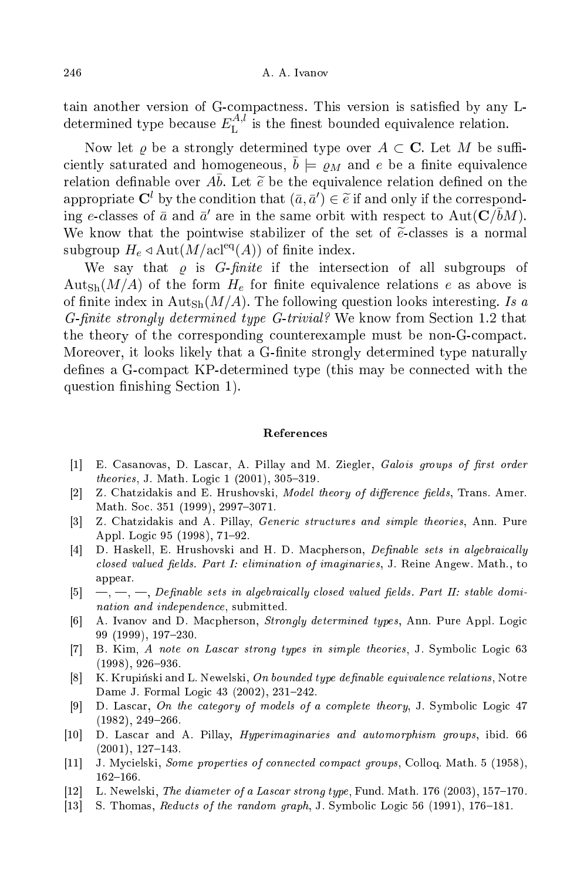tain another version of G-compactness. This version is satisfied by any L-determined type because $E_{\mathrm{L}}^{A,l}$ is the finest bounded equivalence relation.

Now let $\varrho$ be a strongly determined type over $A \subset \mathbf{C}$. Let $M$ be sufficiently saturated and homogeneous, $\bar{b} \models \varrho_M$ and $e$ be a finite equivalence relation definable over $A\bar{b}$. Let $\widetilde{e}$ be the equivalence relation defined on the appropriate $\mathbf{C}^l$ by the condition that $(\bar{a}, \bar{a}') \in \widetilde{e}$ if and only if the corresponding $e$-classes of $\bar{a}$ and $\bar{a}'$ are in the same orbit with respect to $\mathrm{Aut}(\mathbf{C}/\bar{b}M)$. We know that the pointwise stabilizer of the set of $\widetilde{e}$-classes is a normal subgroup $H_e \lhd \mathrm{Aut}(M/\mathrm{acl}^{\mathrm{eq}}(A))$ of finite index.

We say that $\varrho$ is *G-finite* if the intersection of all subgroups of $\mathrm{Aut}_{\mathrm{Sh}}(M/A)$ of the form $H_e$ for finite equivalence relations $e$ as above is of finite index in $\mathrm{Aut}_{\mathrm{Sh}}(M/A)$. The following question looks interesting. *Is a G-finite strongly determined type G-trivial?* We know from Section 1.2 that the theory of the corresponding counterexample must be non-G-compact. Moreover, it looks likely that a G-finite strongly determined type naturally defines a G-compact KP-determined type (this may be connected with the question finishing Section 1).

## References

[1] E. Casanovas, D. Lascar, A. Pillay and M. Ziegler, *Galois groups of first order theories*, J. Math. Logic 1 (2001), 305–319.

[2] Z. Chatzidakis and E. Hrushovski, *Model theory of difference fields*, Trans. Amer. Math. Soc. 351 (1999), 2997–3071.

[3] Z. Chatzidakis and A. Pillay, *Generic structures and simple theories*, Ann. Pure Appl. Logic 95 (1998), 71–92.

[4] D. Haskell, E. Hrushovski and H. D. Macpherson, *Definable sets in algebraically closed valued fields. Part I: elimination of imaginaries*, J. Reine Angew. Math., to appear.

[5] —, —, —, *Definable sets in algebraically closed valued fields. Part II: stable domination and independence*, submitted.

[6] A. Ivanov and D. Macpherson, *Strongly determined types*, Ann. Pure Appl. Logic 99 (1999), 197–230.

[7] B. Kim, *A note on Lascar strong types in simple theories*, J. Symbolic Logic 63 (1998), 926–936.

[8] K. Krupiński and L. Newelski, *On bounded type definable equivalence relations*, Notre Dame J. Formal Logic 43 (2002), 231–242.

[9] D. Lascar, *On the category of models of a complete theory*, J. Symbolic Logic 47 (1982), 249–266.

[10] D. Lascar and A. Pillay, *Hyperimaginaries and automorphism groups*, ibid. 66 (2001), 127–143.

[11] J. Mycielski, *Some properties of connected compact groups*, Colloq. Math. 5 (1958), 162–166.

[12] L. Newelski, *The diameter of a Lascar strong type*, Fund. Math. 176 (2003), 157–170.

[13] S. Thomas, *Reducts of the random graph*, J. Symbolic Logic 56 (1991), 176–181.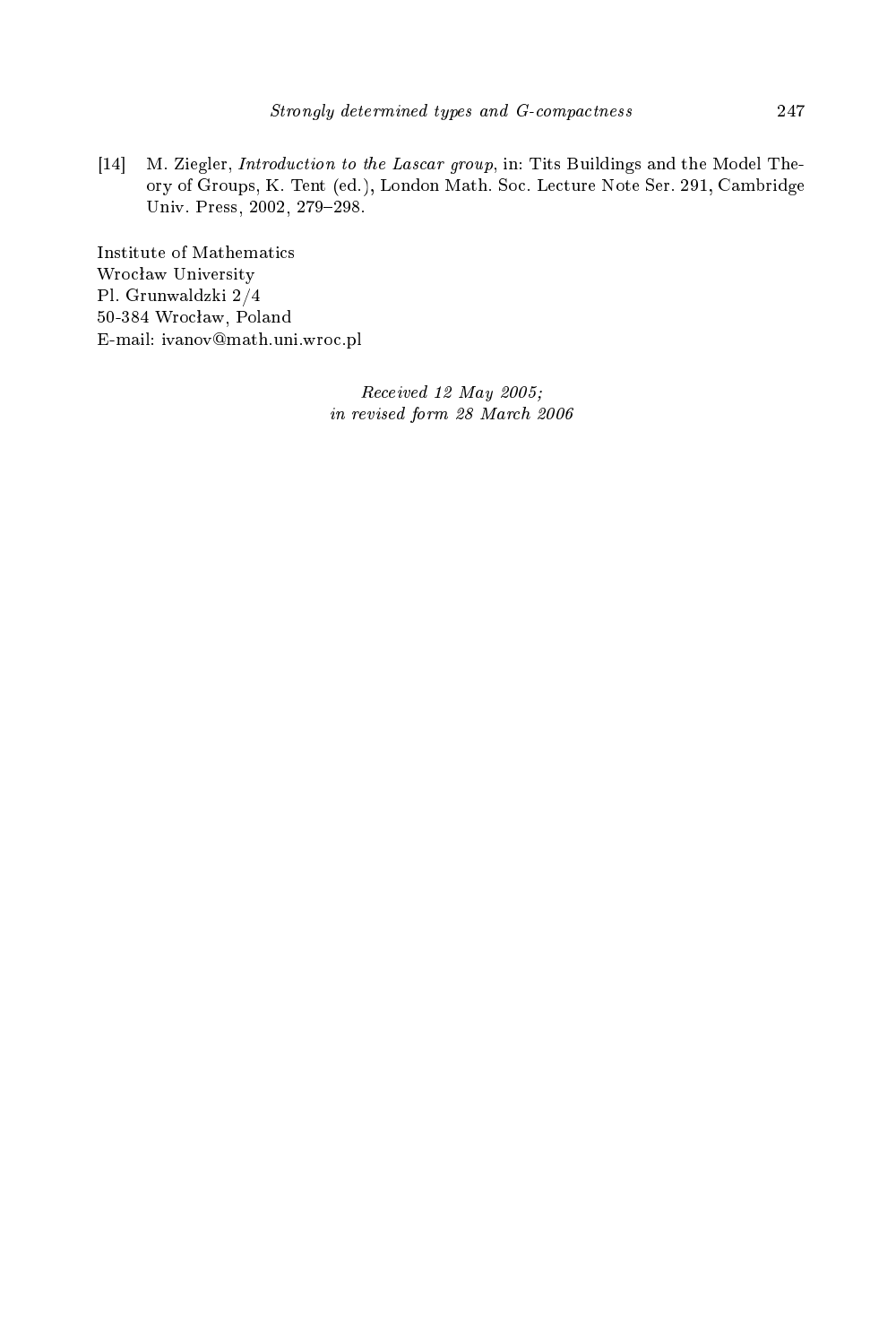[14] M. Ziegler, *Introduction to the Lascar group*, in: Tits Buildings and the Model Theory of Groups, K. Tent (ed.), London Math. Soc. Lecture Note Ser. 291, Cambridge Univ. Press, 2002, 279–298.

Institute of Mathematics
Wrocław University
Pl. Grunwaldzki 2/4
50-384 Wrocław, Poland
E-mail: ivanov@math.uni.wroc.pl

*Received 12 May 2005;*
*in revised form 28 March 2006*